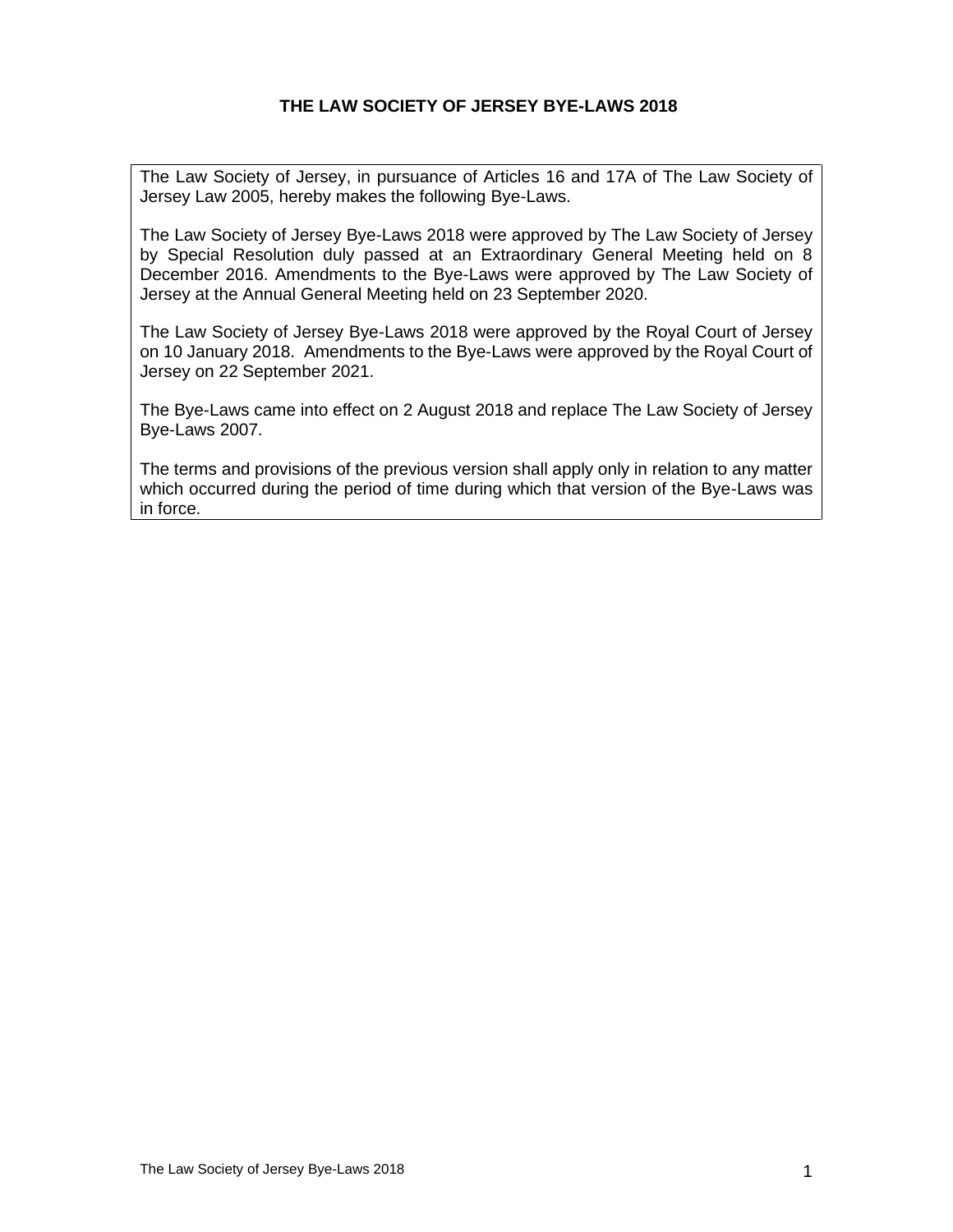# THE LAW SOCIETY OF JERSEY BYE-LAWS 2018

The Law Society of Jersey, in pursuance of Articles 16 and 17A of The Law Society of Jersey Law 2005, hereby makes the following Bye-Laws.

The Law Society of Jersey Bye-Laws 2018 were approved by The Law Society of Jersey by Special Resolution duly passed at an Extraordinary General Meeting held on 8 December 2016. Amendments to the Bye-Laws were approved by The Law Society of Jersey at the Annual General Meeting held on 23 September 2020.

The Law Society of Jersey Bye-Laws 2018 were approved by the Royal Court of Jersey on 10 January 2018. Amendments to the Bye-Laws were approved by the Royal Court of Jersey on 22 September 2021.

The Bye-Laws came into effect on 2 August 2018 and replace The Law Society of Jersey Bye-Laws 2007.

The terms and provisions of the previous version shall apply only in relation to any matter which occurred during the period of time during which that version of the Bye-Laws was in force.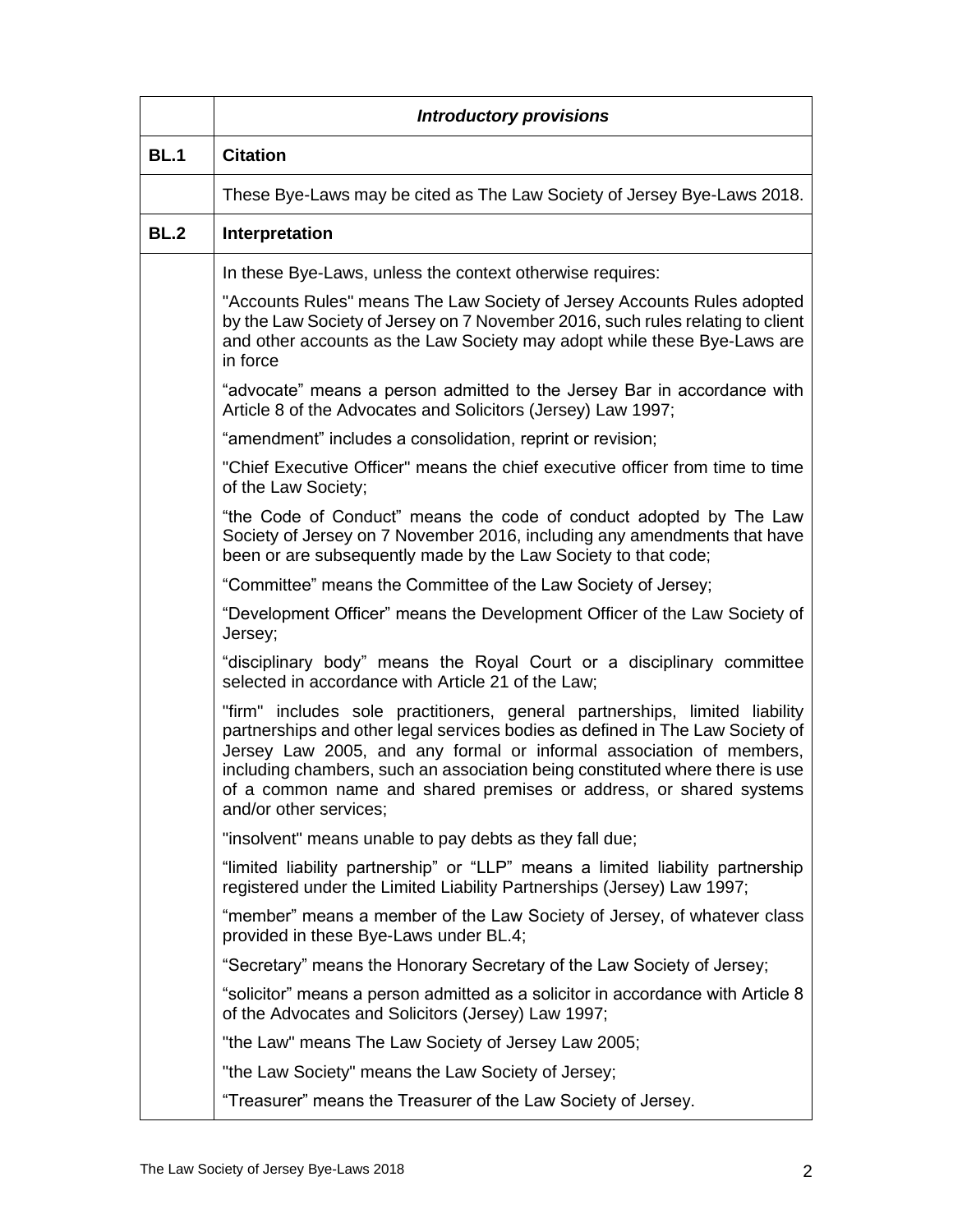| | *Introductory provisions* |
|---|---|
| **BL.1** | **Citation** |
| | These Bye-Laws may be cited as The Law Society of Jersey Bye-Laws 2018. |
| **BL.2** | **Interpretation** |
| | In these Bye-Laws, unless the context otherwise requires:<br><br>"Accounts Rules" means The Law Society of Jersey Accounts Rules adopted by the Law Society of Jersey on 7 November 2016, such rules relating to client and other accounts as the Law Society may adopt while these Bye-Laws are in force<br><br>"advocate" means a person admitted to the Jersey Bar in accordance with Article 8 of the Advocates and Solicitors (Jersey) Law 1997;<br><br>"amendment" includes a consolidation, reprint or revision;<br><br>"Chief Executive Officer" means the chief executive officer from time to time of the Law Society;<br><br>"the Code of Conduct" means the code of conduct adopted by The Law Society of Jersey on 7 November 2016, including any amendments that have been or are subsequently made by the Law Society to that code;<br><br>"Committee" means the Committee of the Law Society of Jersey;<br><br>"Development Officer" means the Development Officer of the Law Society of Jersey;<br><br>"disciplinary body" means the Royal Court or a disciplinary committee selected in accordance with Article 21 of the Law;<br><br>"firm" includes sole practitioners, general partnerships, limited liability partnerships and other legal services bodies as defined in The Law Society of Jersey Law 2005, and any formal or informal association of members, including chambers, such an association being constituted where there is use of a common name and shared premises or address, or shared systems and/or other services;<br><br>"insolvent" means unable to pay debts as they fall due;<br><br>"limited liability partnership" or "LLP" means a limited liability partnership registered under the Limited Liability Partnerships (Jersey) Law 1997;<br><br>"member" means a member of the Law Society of Jersey, of whatever class provided in these Bye-Laws under BL.4;<br><br>"Secretary" means the Honorary Secretary of the Law Society of Jersey;<br><br>"solicitor" means a person admitted as a solicitor in accordance with Article 8 of the Advocates and Solicitors (Jersey) Law 1997;<br><br>"the Law" means The Law Society of Jersey Law 2005;<br><br>"the Law Society" means the Law Society of Jersey;<br><br>"Treasurer" means the Treasurer of the Law Society of Jersey. |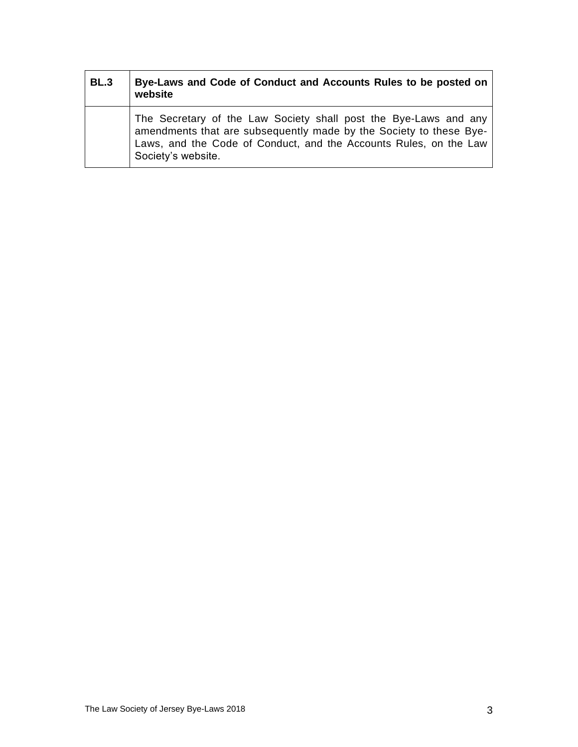| BL.3 | Bye-Laws and Code of Conduct and Accounts Rules to be posted on website |
| --- | --- |
| | The Secretary of the Law Society shall post the Bye-Laws and any amendments that are subsequently made by the Society to these Bye-Laws, and the Code of Conduct, and the Accounts Rules, on the Law Society's website. |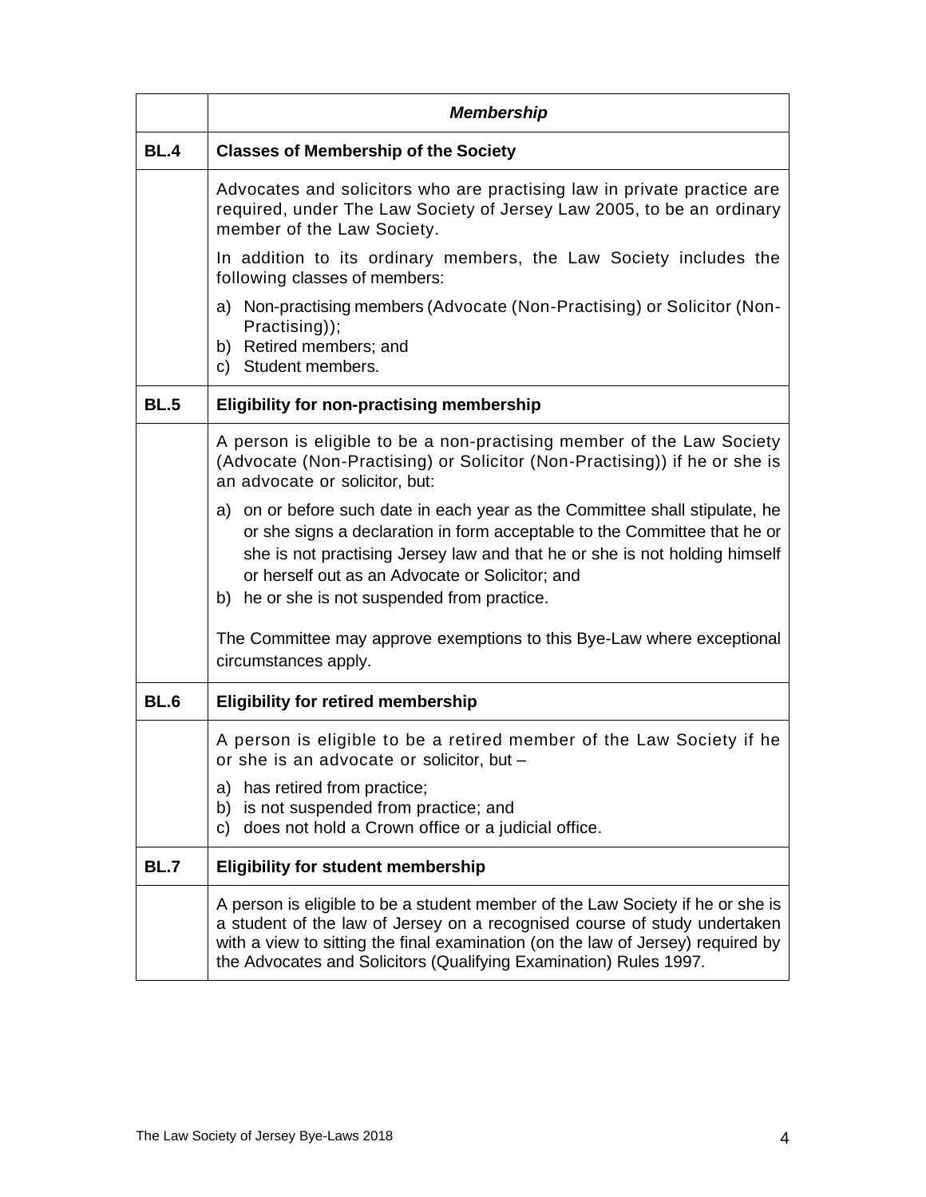| | *Membership* |
|---|---|
| **BL.4** | **Classes of Membership of the Society** |
| | Advocates and solicitors who are practising law in private practice are required, under The Law Society of Jersey Law 2005, to be an ordinary member of the Law Society.<br><br>In addition to its ordinary members, the Law Society includes the following classes of members:<br><br>a) Non-practising members (Advocate (Non-Practising) or Solicitor (Non-Practising));<br>b) Retired members; and<br>c) Student members. |
| **BL.5** | **Eligibility for non-practising membership** |
| | A person is eligible to be a non-practising member of the Law Society (Advocate (Non-Practising) or Solicitor (Non-Practising)) if he or she is an advocate or solicitor, but:<br><br>a) on or before such date in each year as the Committee shall stipulate, he or she signs a declaration in form acceptable to the Committee that he or she is not practising Jersey law and that he or she is not holding himself or herself out as an Advocate or Solicitor; and<br>b) he or she is not suspended from practice.<br><br>The Committee may approve exemptions to this Bye-Law where exceptional circumstances apply. |
| **BL.6** | **Eligibility for retired membership** |
| | A person is eligible to be a retired member of the Law Society if he or she is an advocate or solicitor, but –<br><br>a) has retired from practice;<br>b) is not suspended from practice; and<br>c) does not hold a Crown office or a judicial office. |
| **BL.7** | **Eligibility for student membership** |
| | A person is eligible to be a student member of the Law Society if he or she is a student of the law of Jersey on a recognised course of study undertaken with a view to sitting the final examination (on the law of Jersey) required by the Advocates and Solicitors (Qualifying Examination) Rules 1997. |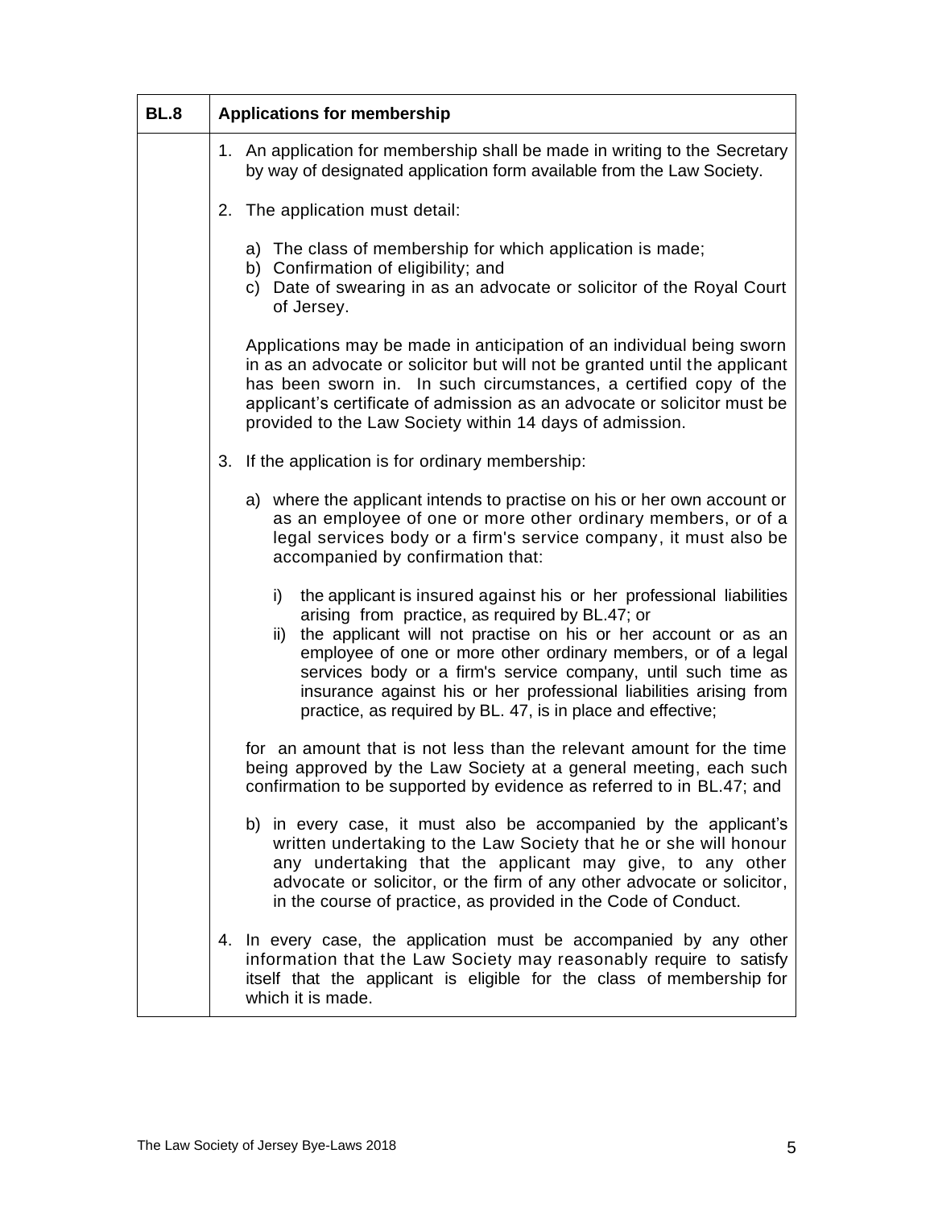## BL.8 Applications for membership

1. An application for membership shall be made in writing to the Secretary by way of designated application form available from the Law Society.

2. The application must detail:

   a) The class of membership for which application is made;
   b) Confirmation of eligibility; and
   c) Date of swearing in as an advocate or solicitor of the Royal Court of Jersey.

   Applications may be made in anticipation of an individual being sworn in as an advocate or solicitor but will not be granted until the applicant has been sworn in. In such circumstances, a certified copy of the applicant's certificate of admission as an advocate or solicitor must be provided to the Law Society within 14 days of admission.

3. If the application is for ordinary membership:

   a) where the applicant intends to practise on his or her own account or as an employee of one or more other ordinary members, or of a legal services body or a firm's service company, it must also be accompanied by confirmation that:

      i) the applicant is insured against his or her professional liabilities arising from practice, as required by BL.47; or
      ii) the applicant will not practise on his or her account or as an employee of one or more other ordinary members, or of a legal services body or a firm's service company, until such time as insurance against his or her professional liabilities arising from practice, as required by BL. 47, is in place and effective;

   for an amount that is not less than the relevant amount for the time being approved by the Law Society at a general meeting, each such confirmation to be supported by evidence as referred to in BL.47; and

   b) in every case, it must also be accompanied by the applicant's written undertaking to the Law Society that he or she will honour any undertaking that the applicant may give, to any other advocate or solicitor, or the firm of any other advocate or solicitor, in the course of practice, as provided in the Code of Conduct.

4. In every case, the application must be accompanied by any other information that the Law Society may reasonably require to satisfy itself that the applicant is eligible for the class of membership for which it is made.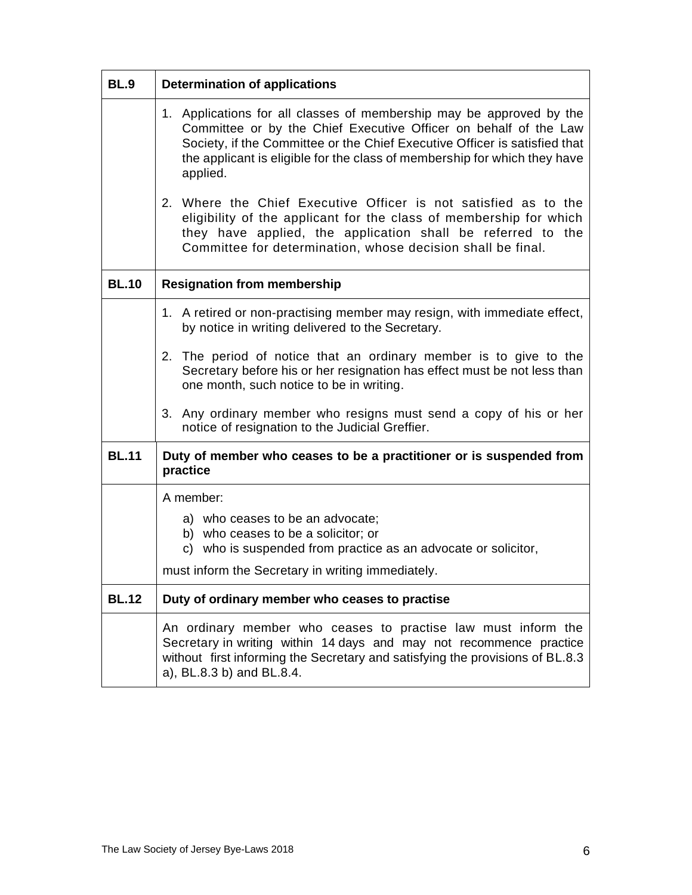| BL.9 | Determination of applications |
|---|---|
| | 1. Applications for all classes of membership may be approved by the Committee or by the Chief Executive Officer on behalf of the Law Society, if the Committee or the Chief Executive Officer is satisfied that the applicant is eligible for the class of membership for which they have applied.<br><br>2. Where the Chief Executive Officer is not satisfied as to the eligibility of the applicant for the class of membership for which they have applied, the application shall be referred to the Committee for determination, whose decision shall be final. |
| **BL.10** | **Resignation from membership** |
| | 1. A retired or non-practising member may resign, with immediate effect, by notice in writing delivered to the Secretary.<br><br>2. The period of notice that an ordinary member is to give to the Secretary before his or her resignation has effect must be not less than one month, such notice to be in writing.<br><br>3. Any ordinary member who resigns must send a copy of his or her notice of resignation to the Judicial Greffier. |
| **BL.11** | **Duty of member who ceases to be a practitioner or is suspended from practice** |
| | A member:<br>a) who ceases to be an advocate;<br>b) who ceases to be a solicitor; or<br>c) who is suspended from practice as an advocate or solicitor,<br><br>must inform the Secretary in writing immediately. |
| **BL.12** | **Duty of ordinary member who ceases to practise** |
| | An ordinary member who ceases to practise law must inform the Secretary in writing within 14 days and may not recommence practice without first informing the Secretary and satisfying the provisions of BL.8.3 a), BL.8.3 b) and BL.8.4. |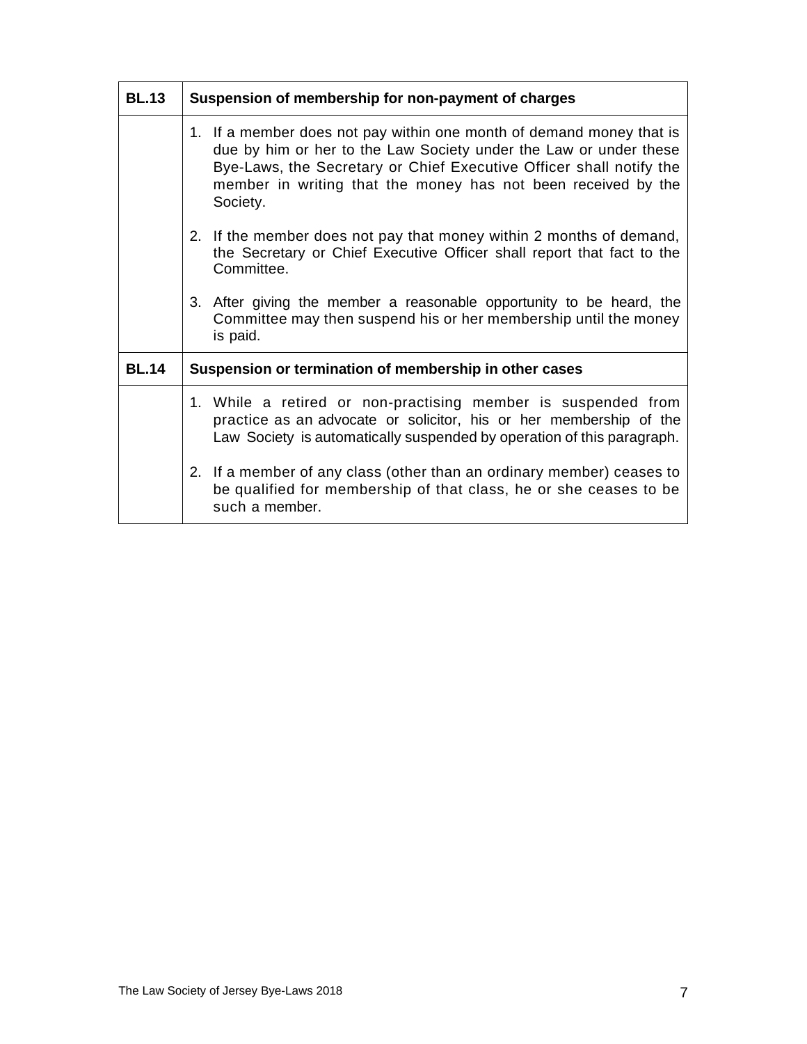| BL.13 | Suspension of membership for non-payment of charges |
|---|---|
| | 1. If a member does not pay within one month of demand money that is due by him or her to the Law Society under the Law or under these Bye-Laws, the Secretary or Chief Executive Officer shall notify the member in writing that the money has not been received by the Society.<br><br>2. If the member does not pay that money within 2 months of demand, the Secretary or Chief Executive Officer shall report that fact to the Committee.<br><br>3. After giving the member a reasonable opportunity to be heard, the Committee may then suspend his or her membership until the money is paid. |
| **BL.14** | **Suspension or termination of membership in other cases** |
| | 1. While a retired or non-practising member is suspended from practice as an advocate or solicitor, his or her membership of the Law Society is automatically suspended by operation of this paragraph.<br><br>2. If a member of any class (other than an ordinary member) ceases to be qualified for membership of that class, he or she ceases to be such a member. |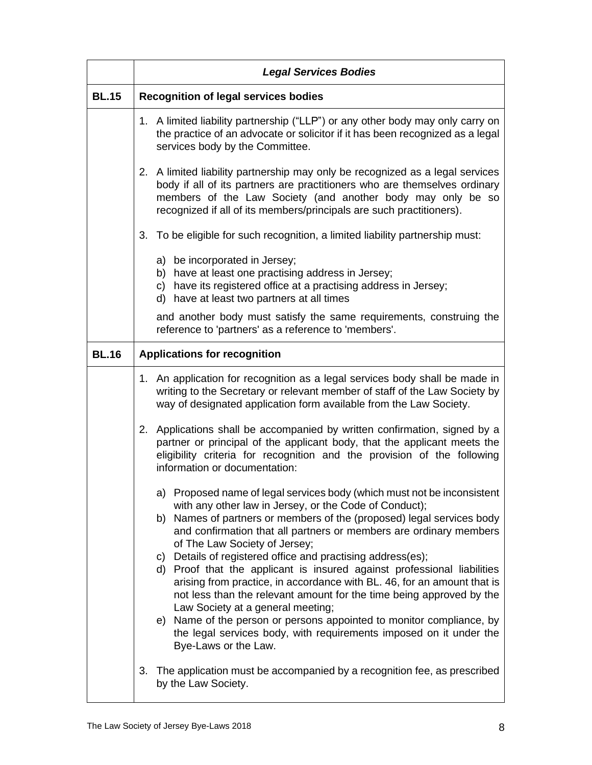| | ***Legal Services Bodies*** |
|---|---|
| **BL.15** | **Recognition of legal services bodies** |
| | 1. A limited liability partnership ("LLP") or any other body may only carry on the practice of an advocate or solicitor if it has been recognized as a legal services body by the Committee.<br><br>2. A limited liability partnership may only be recognized as a legal services body if all of its partners are practitioners who are themselves ordinary members of the Law Society (and another body may only be so recognized if all of its members/principals are such practitioners).<br><br>3. To be eligible for such recognition, a limited liability partnership must:<br><br>a) be incorporated in Jersey;<br>b) have at least one practising address in Jersey;<br>c) have its registered office at a practising address in Jersey;<br>d) have at least two partners at all times<br><br>and another body must satisfy the same requirements, construing the reference to 'partners' as a reference to 'members'. |
| **BL.16** | **Applications for recognition** |
| | 1. An application for recognition as a legal services body shall be made in writing to the Secretary or relevant member of staff of the Law Society by way of designated application form available from the Law Society.<br><br>2. Applications shall be accompanied by written confirmation, signed by a partner or principal of the applicant body, that the applicant meets the eligibility criteria for recognition and the provision of the following information or documentation:<br><br>a) Proposed name of legal services body (which must not be inconsistent with any other law in Jersey, or the Code of Conduct);<br>b) Names of partners or members of the (proposed) legal services body and confirmation that all partners or members are ordinary members of The Law Society of Jersey;<br>c) Details of registered office and practising address(es);<br>d) Proof that the applicant is insured against professional liabilities arising from practice, in accordance with BL. 46, for an amount that is not less than the relevant amount for the time being approved by the Law Society at a general meeting;<br>e) Name of the person or persons appointed to monitor compliance, by the legal services body, with requirements imposed on it under the Bye-Laws or the Law.<br><br>3. The application must be accompanied by a recognition fee, as prescribed by the Law Society. |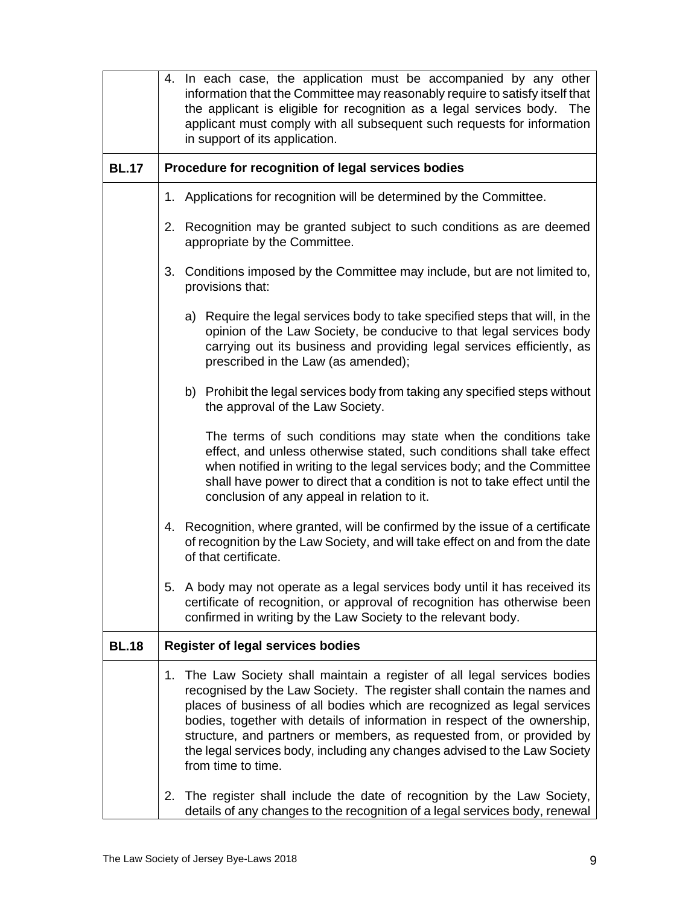4. In each case, the application must be accompanied by any other information that the Committee may reasonably require to satisfy itself that the applicant is eligible for recognition as a legal services body. The applicant must comply with all subsequent such requests for information in support of its application.

**BL.17 Procedure for recognition of legal services bodies**

1. Applications for recognition will be determined by the Committee.

2. Recognition may be granted subject to such conditions as are deemed appropriate by the Committee.

3. Conditions imposed by the Committee may include, but are not limited to, provisions that:

   a) Require the legal services body to take specified steps that will, in the opinion of the Law Society, be conducive to that legal services body carrying out its business and providing legal services efficiently, as prescribed in the Law (as amended);

   b) Prohibit the legal services body from taking any specified steps without the approval of the Law Society.

   The terms of such conditions may state when the conditions take effect, and unless otherwise stated, such conditions shall take effect when notified in writing to the legal services body; and the Committee shall have power to direct that a condition is not to take effect until the conclusion of any appeal in relation to it.

4. Recognition, where granted, will be confirmed by the issue of a certificate of recognition by the Law Society, and will take effect on and from the date of that certificate.

5. A body may not operate as a legal services body until it has received its certificate of recognition, or approval of recognition has otherwise been confirmed in writing by the Law Society to the relevant body.

**BL.18 Register of legal services bodies**

1. The Law Society shall maintain a register of all legal services bodies recognised by the Law Society. The register shall contain the names and places of business of all bodies which are recognized as legal services bodies, together with details of information in respect of the ownership, structure, and partners or members, as requested from, or provided by the legal services body, including any changes advised to the Law Society from time to time.

2. The register shall include the date of recognition by the Law Society, details of any changes to the recognition of a legal services body, renewal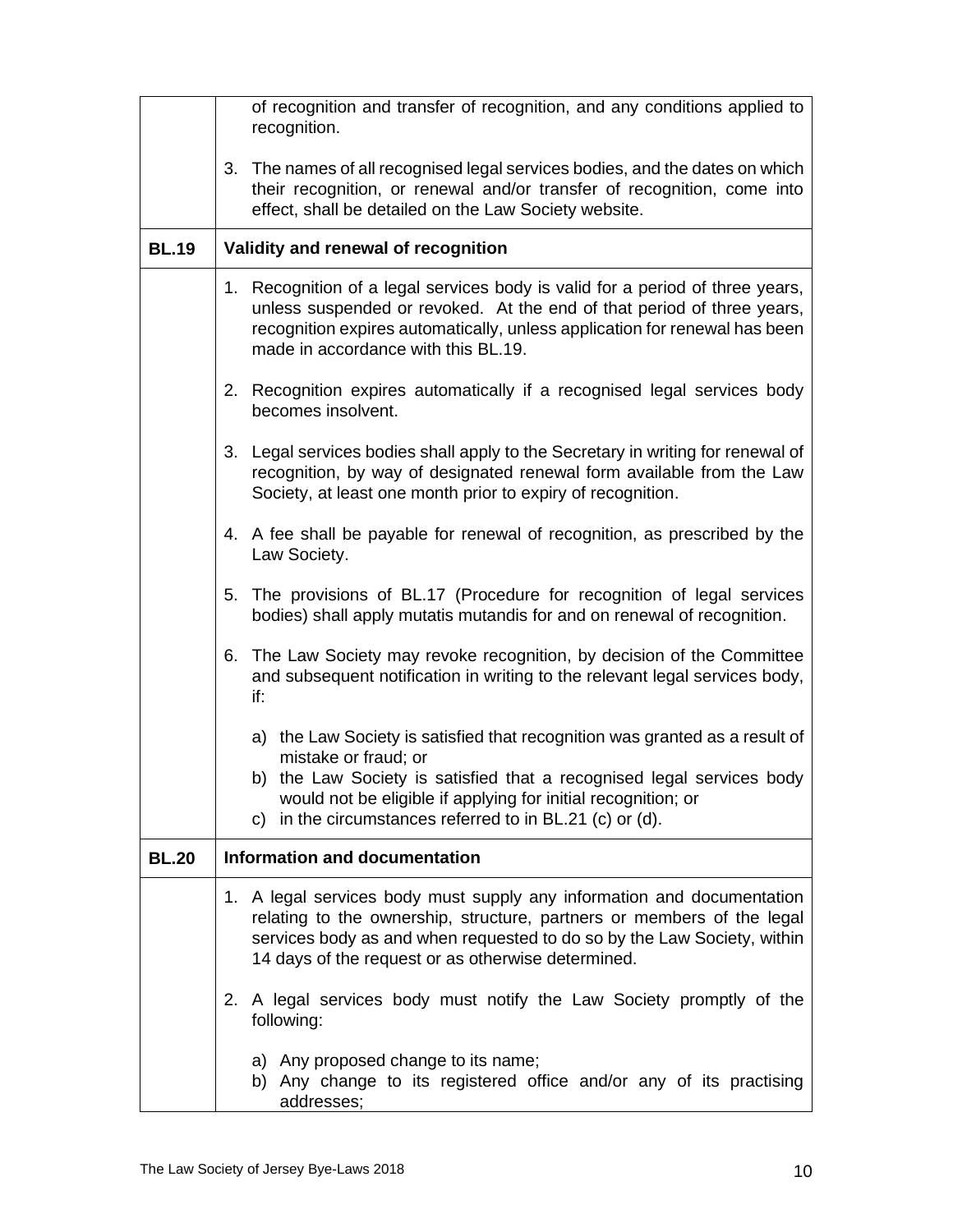| | |
|---|---|
| | of recognition and transfer of recognition, and any conditions applied to recognition.<br><br>3. The names of all recognised legal services bodies, and the dates on which their recognition, or renewal and/or transfer of recognition, come into effect, shall be detailed on the Law Society website. |
| **BL.19** | **Validity and renewal of recognition** |
| | 1. Recognition of a legal services body is valid for a period of three years, unless suspended or revoked. At the end of that period of three years, recognition expires automatically, unless application for renewal has been made in accordance with this BL.19.<br><br>2. Recognition expires automatically if a recognised legal services body becomes insolvent.<br><br>3. Legal services bodies shall apply to the Secretary in writing for renewal of recognition, by way of designated renewal form available from the Law Society, at least one month prior to expiry of recognition.<br><br>4. A fee shall be payable for renewal of recognition, as prescribed by the Law Society.<br><br>5. The provisions of BL.17 (Procedure for recognition of legal services bodies) shall apply mutatis mutandis for and on renewal of recognition.<br><br>6. The Law Society may revoke recognition, by decision of the Committee and subsequent notification in writing to the relevant legal services body, if:<br><br>a) the Law Society is satisfied that recognition was granted as a result of mistake or fraud; or<br>b) the Law Society is satisfied that a recognised legal services body would not be eligible if applying for initial recognition; or<br>c) in the circumstances referred to in BL.21 (c) or (d). |
| **BL.20** | **Information and documentation** |
| | 1. A legal services body must supply any information and documentation relating to the ownership, structure, partners or members of the legal services body as and when requested to do so by the Law Society, within 14 days of the request or as otherwise determined.<br><br>2. A legal services body must notify the Law Society promptly of the following:<br><br>a) Any proposed change to its name;<br>b) Any change to its registered office and/or any of its practising addresses; |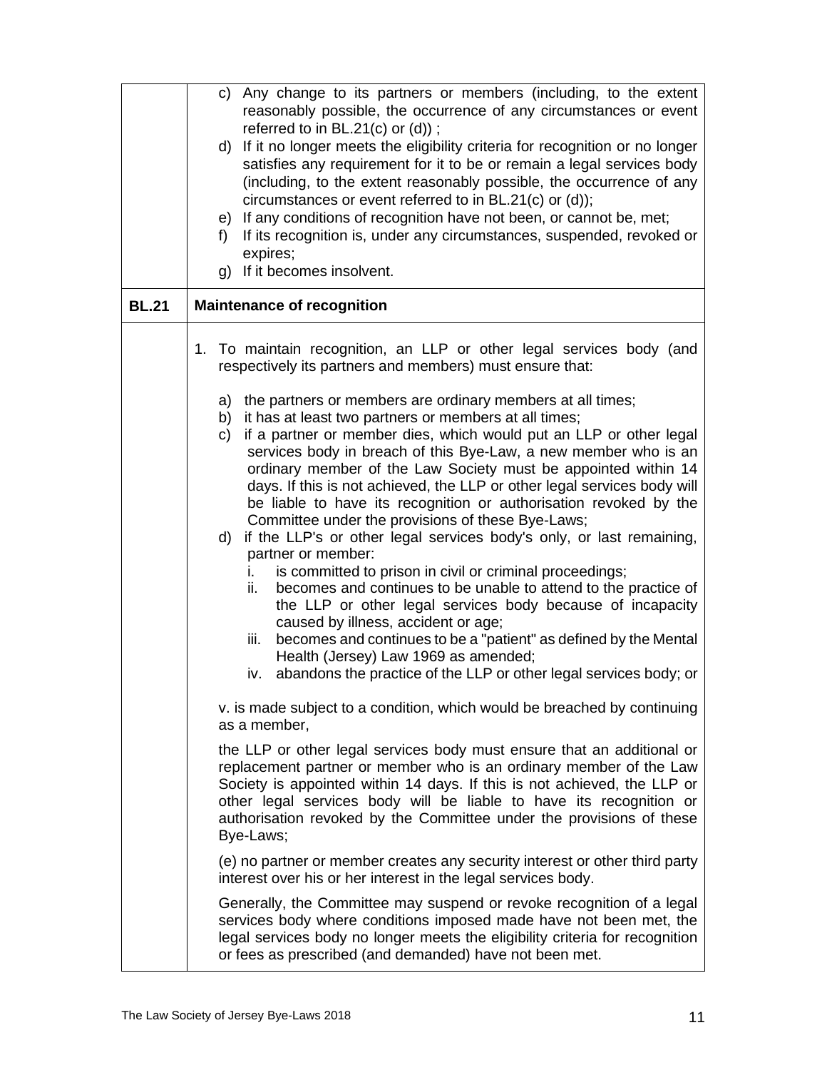c) Any change to its partners or members (including, to the extent reasonably possible, the occurrence of any circumstances or event referred to in BL.21(c) or (d)) ;

d) If it no longer meets the eligibility criteria for recognition or no longer satisfies any requirement for it to be or remain a legal services body (including, to the extent reasonably possible, the occurrence of any circumstances or event referred to in BL.21(c) or (d));

e) If any conditions of recognition have not been, or cannot be, met;

f) If its recognition is, under any circumstances, suspended, revoked or expires;

g) If it becomes insolvent.

## BL.21 Maintenance of recognition

1. To maintain recognition, an LLP or other legal services body (and respectively its partners and members) must ensure that:

   a) the partners or members are ordinary members at all times;

   b) it has at least two partners or members at all times;

   c) if a partner or member dies, which would put an LLP or other legal services body in breach of this Bye-Law, a new member who is an ordinary member of the Law Society must be appointed within 14 days. If this is not achieved, the LLP or other legal services body will be liable to have its recognition or authorisation revoked by the Committee under the provisions of these Bye-Laws;

   d) if the LLP's or other legal services body's only, or last remaining, partner or member:

      i. is committed to prison in civil or criminal proceedings;

      ii. becomes and continues to be unable to attend to the practice of the LLP or other legal services body because of incapacity caused by illness, accident or age;

      iii. becomes and continues to be a "patient" as defined by the Mental Health (Jersey) Law 1969 as amended;

      iv. abandons the practice of the LLP or other legal services body; or

      v. is made subject to a condition, which would be breached by continuing as a member,

   the LLP or other legal services body must ensure that an additional or replacement partner or member who is an ordinary member of the Law Society is appointed within 14 days. If this is not achieved, the LLP or other legal services body will be liable to have its recognition or authorisation revoked by the Committee under the provisions of these Bye-Laws;

   (e) no partner or member creates any security interest or other third party interest over his or her interest in the legal services body.

   Generally, the Committee may suspend or revoke recognition of a legal services body where conditions imposed made have not been met, the legal services body no longer meets the eligibility criteria for recognition or fees as prescribed (and demanded) have not been met.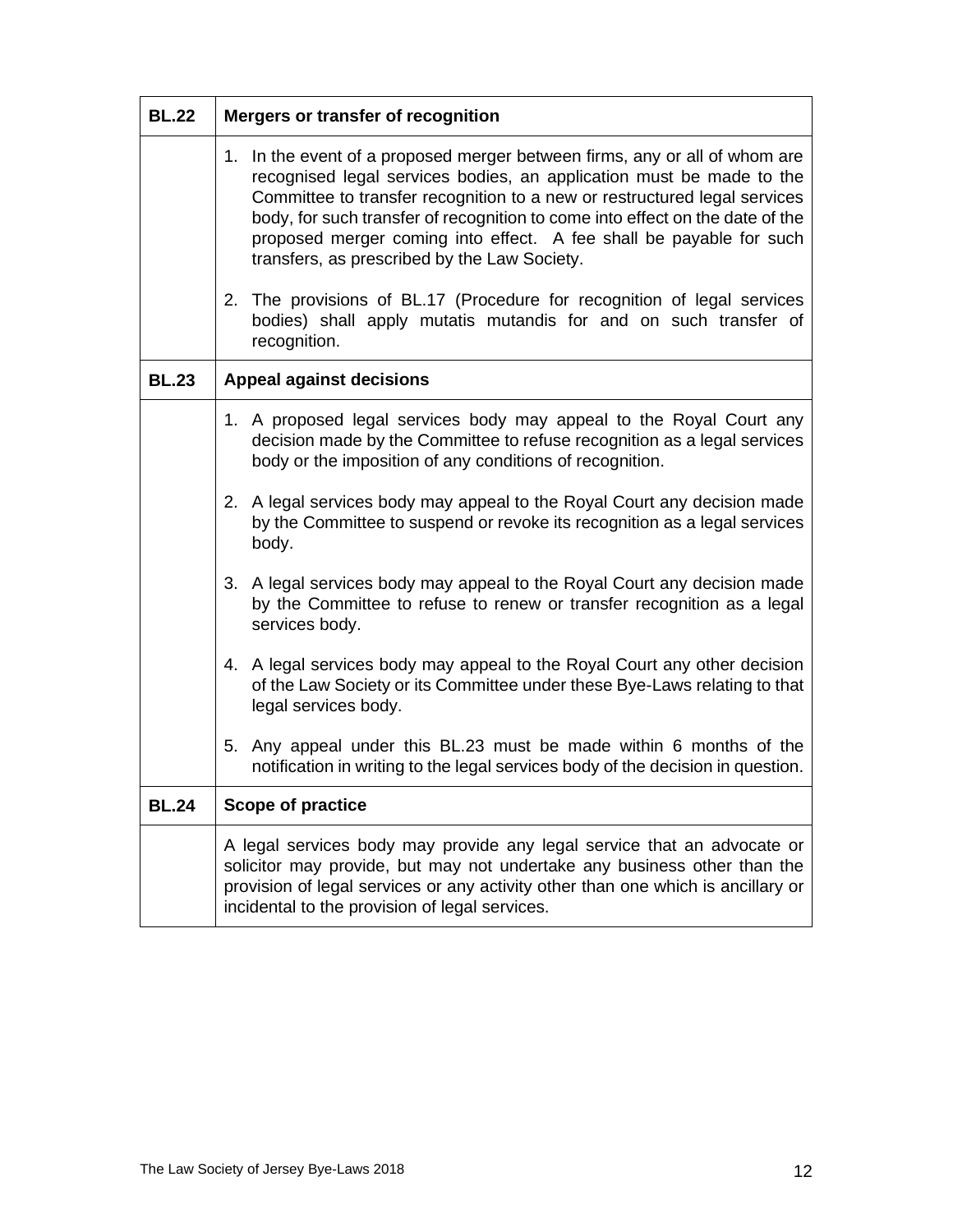| **BL.22** | **Mergers or transfer of recognition** |
|---|---|
| | 1. In the event of a proposed merger between firms, any or all of whom are recognised legal services bodies, an application must be made to the Committee to transfer recognition to a new or restructured legal services body, for such transfer of recognition to come into effect on the date of the proposed merger coming into effect. A fee shall be payable for such transfers, as prescribed by the Law Society.<br><br>2. The provisions of BL.17 (Procedure for recognition of legal services bodies) shall apply mutatis mutandis for and on such transfer of recognition. |
| **BL.23** | **Appeal against decisions** |
| | 1. A proposed legal services body may appeal to the Royal Court any decision made by the Committee to refuse recognition as a legal services body or the imposition of any conditions of recognition.<br><br>2. A legal services body may appeal to the Royal Court any decision made by the Committee to suspend or revoke its recognition as a legal services body.<br><br>3. A legal services body may appeal to the Royal Court any decision made by the Committee to refuse to renew or transfer recognition as a legal services body.<br><br>4. A legal services body may appeal to the Royal Court any other decision of the Law Society or its Committee under these Bye-Laws relating to that legal services body.<br><br>5. Any appeal under this BL.23 must be made within 6 months of the notification in writing to the legal services body of the decision in question. |
| **BL.24** | **Scope of practice** |
| | A legal services body may provide any legal service that an advocate or solicitor may provide, but may not undertake any business other than the provision of legal services or any activity other than one which is ancillary or incidental to the provision of legal services. |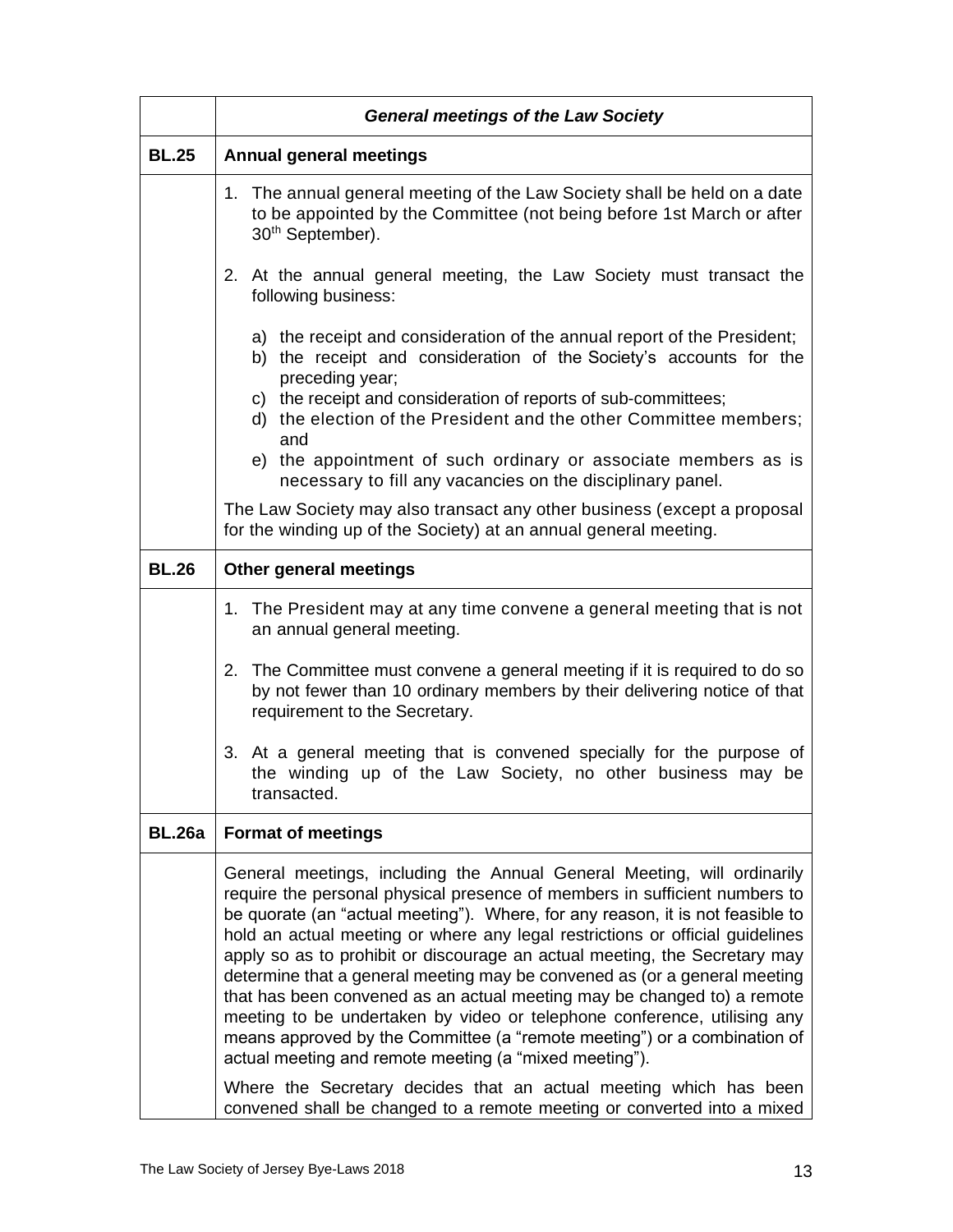| | *General meetings of the Law Society* |
|---|---|
| **BL.25** | **Annual general meetings** |
| | 1. The annual general meeting of the Law Society shall be held on a date to be appointed by the Committee (not being before 1st March or after 30th September).<br><br>2. At the annual general meeting, the Law Society must transact the following business:<br><br>a) the receipt and consideration of the annual report of the President;<br>b) the receipt and consideration of the Society's accounts for the preceding year;<br>c) the receipt and consideration of reports of sub-committees;<br>d) the election of the President and the other Committee members; and<br>e) the appointment of such ordinary or associate members as is necessary to fill any vacancies on the disciplinary panel.<br><br>The Law Society may also transact any other business (except a proposal for the winding up of the Society) at an annual general meeting. |
| **BL.26** | **Other general meetings** |
| | 1. The President may at any time convene a general meeting that is not an annual general meeting.<br><br>2. The Committee must convene a general meeting if it is required to do so by not fewer than 10 ordinary members by their delivering notice of that requirement to the Secretary.<br><br>3. At a general meeting that is convened specially for the purpose of the winding up of the Law Society, no other business may be transacted. |
| **BL.26a** | **Format of meetings** |
| | General meetings, including the Annual General Meeting, will ordinarily require the personal physical presence of members in sufficient numbers to be quorate (an "actual meeting"). Where, for any reason, it is not feasible to hold an actual meeting or where any legal restrictions or official guidelines apply so as to prohibit or discourage an actual meeting, the Secretary may determine that a general meeting may be convened as (or a general meeting that has been convened as an actual meeting may be changed to) a remote meeting to be undertaken by video or telephone conference, utilising any means approved by the Committee (a "remote meeting") or a combination of actual meeting and remote meeting (a "mixed meeting").<br><br>Where the Secretary decides that an actual meeting which has been convened shall be changed to a remote meeting or converted into a mixed |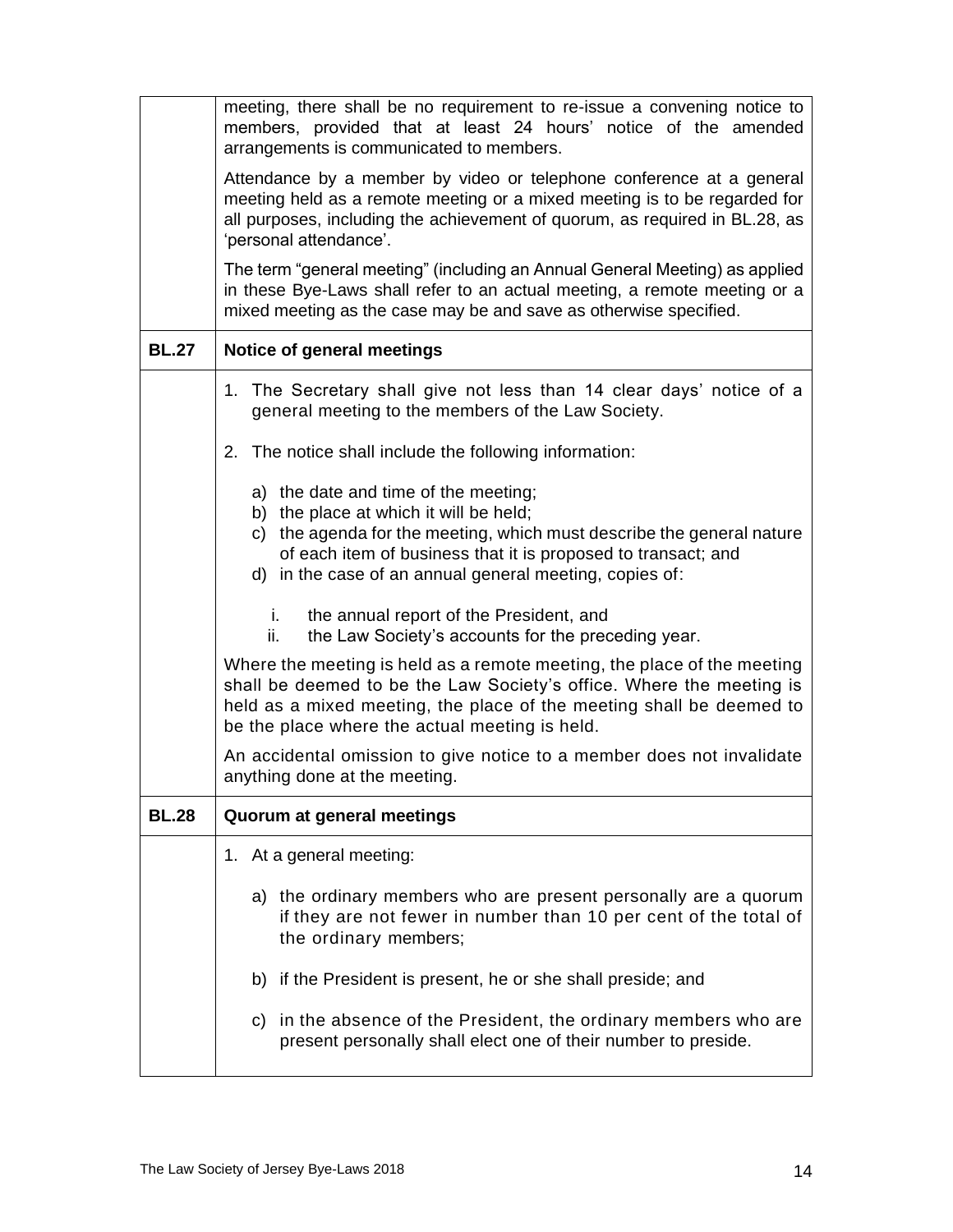meeting, there shall be no requirement to re-issue a convening notice to members, provided that at least 24 hours' notice of the amended arrangements is communicated to members.

Attendance by a member by video or telephone conference at a general meeting held as a remote meeting or a mixed meeting is to be regarded for all purposes, including the achievement of quorum, as required in BL.28, as 'personal attendance'.

The term "general meeting" (including an Annual General Meeting) as applied in these Bye-Laws shall refer to an actual meeting, a remote meeting or a mixed meeting as the case may be and save as otherwise specified.

## BL.27 Notice of general meetings

1. The Secretary shall give not less than 14 clear days' notice of a general meeting to the members of the Law Society.

2. The notice shall include the following information:

   a) the date and time of the meeting;
   b) the place at which it will be held;
   c) the agenda for the meeting, which must describe the general nature of each item of business that it is proposed to transact; and
   d) in the case of an annual general meeting, copies of:

      i. the annual report of the President, and
      ii. the Law Society's accounts for the preceding year.

Where the meeting is held as a remote meeting, the place of the meeting shall be deemed to be the Law Society's office. Where the meeting is held as a mixed meeting, the place of the meeting shall be deemed to be the place where the actual meeting is held.

An accidental omission to give notice to a member does not invalidate anything done at the meeting.

## BL.28 Quorum at general meetings

1. At a general meeting:

   a) the ordinary members who are present personally are a quorum if they are not fewer in number than 10 per cent of the total of the ordinary members;

   b) if the President is present, he or she shall preside; and

   c) in the absence of the President, the ordinary members who are present personally shall elect one of their number to preside.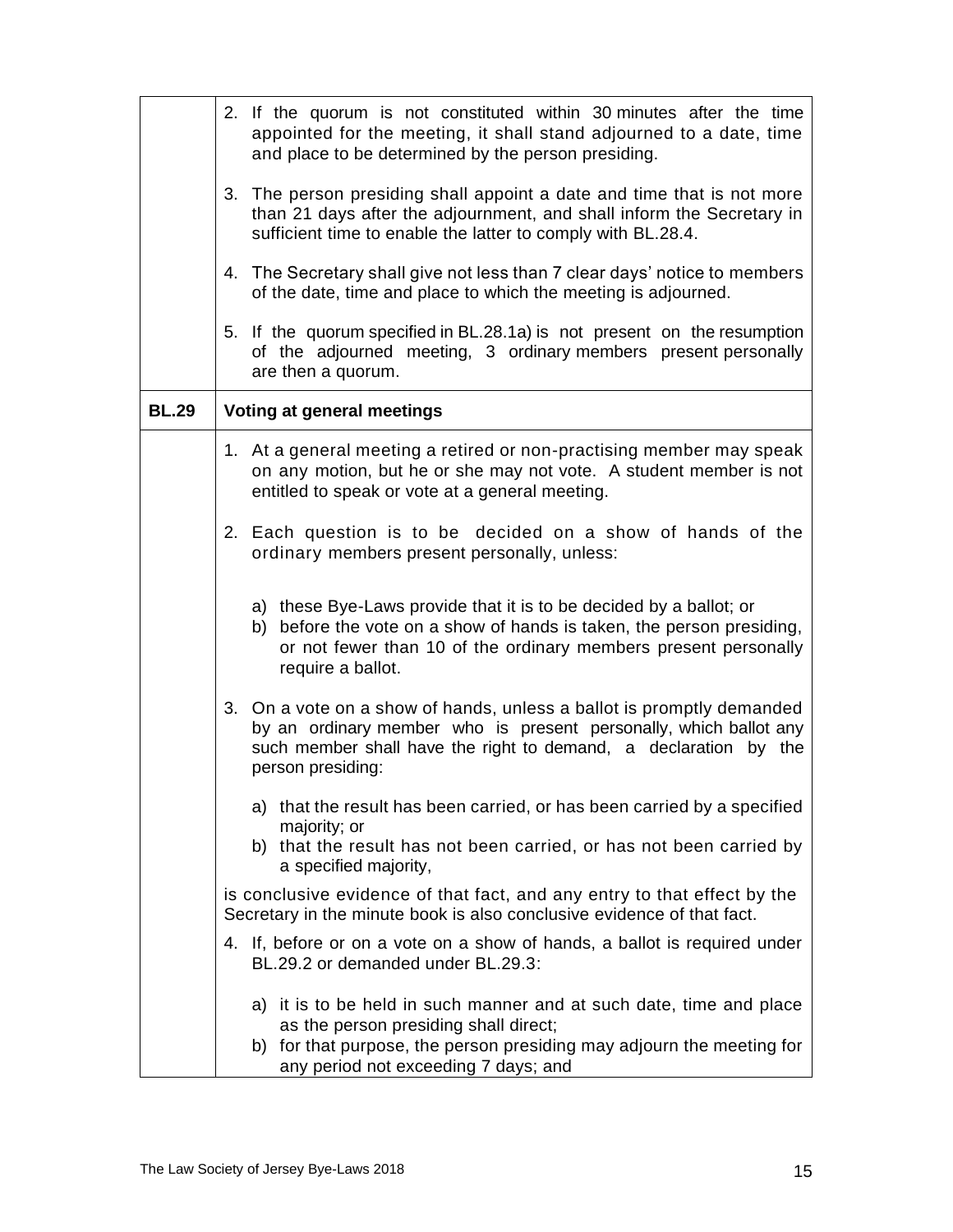| | |
|---|---|
| | 2. If the quorum is not constituted within 30 minutes after the time appointed for the meeting, it shall stand adjourned to a date, time and place to be determined by the person presiding.<br><br>3. The person presiding shall appoint a date and time that is not more than 21 days after the adjournment, and shall inform the Secretary in sufficient time to enable the latter to comply with BL.28.4.<br><br>4. The Secretary shall give not less than 7 clear days' notice to members of the date, time and place to which the meeting is adjourned.<br><br>5. If the quorum specified in BL.28.1a) is not present on the resumption of the adjourned meeting, 3 ordinary members present personally are then a quorum. |
| **BL.29** | **Voting at general meetings** |
| | 1. At a general meeting a retired or non-practising member may speak on any motion, but he or she may not vote. A student member is not entitled to speak or vote at a general meeting.<br><br>2. Each question is to be decided on a show of hands of the ordinary members present personally, unless:<br><br>a) these Bye-Laws provide that it is to be decided by a ballot; or<br>b) before the vote on a show of hands is taken, the person presiding, or not fewer than 10 of the ordinary members present personally require a ballot.<br><br>3. On a vote on a show of hands, unless a ballot is promptly demanded by an ordinary member who is present personally, which ballot any such member shall have the right to demand, a declaration by the person presiding:<br><br>a) that the result has been carried, or has been carried by a specified majority; or<br>b) that the result has not been carried, or has not been carried by a specified majority,<br><br>is conclusive evidence of that fact, and any entry to that effect by the Secretary in the minute book is also conclusive evidence of that fact.<br><br>4. If, before or on a vote on a show of hands, a ballot is required under BL.29.2 or demanded under BL.29.3:<br><br>a) it is to be held in such manner and at such date, time and place as the person presiding shall direct;<br>b) for that purpose, the person presiding may adjourn the meeting for any period not exceeding 7 days; and |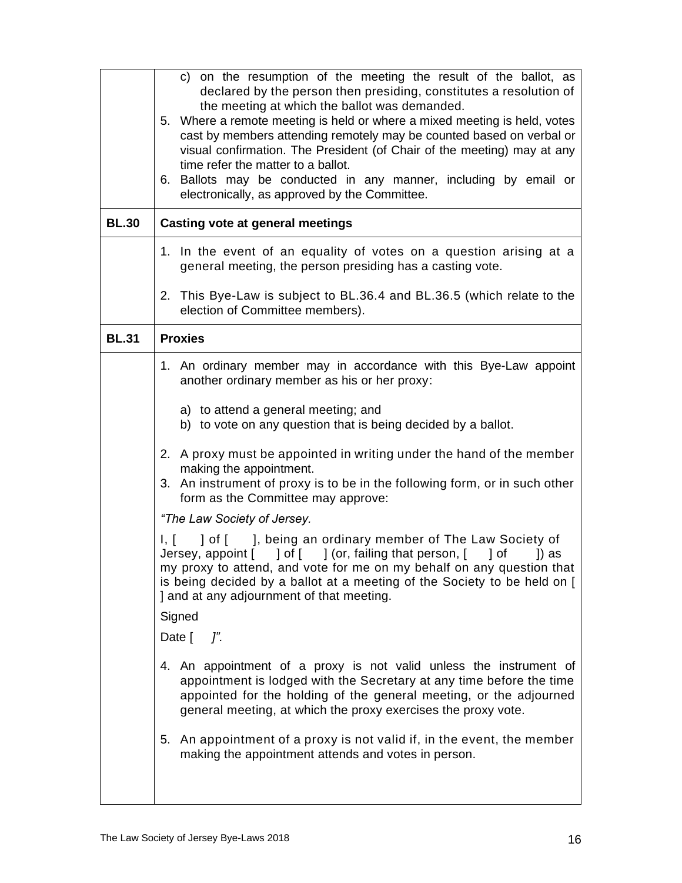c) on the resumption of the meeting the result of the ballot, as declared by the person then presiding, constitutes a resolution of the meeting at which the ballot was demanded.

5. Where a remote meeting is held or where a mixed meeting is held, votes cast by members attending remotely may be counted based on verbal or visual confirmation. The President (of Chair of the meeting) may at any time refer the matter to a ballot.
6. Ballots may be conducted in any manner, including by email or electronically, as approved by the Committee.

## BL.30 Casting vote at general meetings

1. In the event of an equality of votes on a question arising at a general meeting, the person presiding has a casting vote.

2. This Bye-Law is subject to BL.36.4 and BL.36.5 (which relate to the election of Committee members).

## BL.31 Proxies

1. An ordinary member may in accordance with this Bye-Law appoint another ordinary member as his or her proxy:

   a) to attend a general meeting; and
   b) to vote on any question that is being decided by a ballot.

2. A proxy must be appointed in writing under the hand of the member making the appointment.
3. An instrument of proxy is to be in the following form, or in such other form as the Committee may approve:

*"The Law Society of Jersey.*

I, [ ] of [ ], being an ordinary member of The Law Society of Jersey, appoint [ ] of [ ] (or, failing that person, [ ] of ]) as my proxy to attend, and vote for me on my behalf on any question that is being decided by a ballot at a meeting of the Society to be held on [ ] and at any adjournment of that meeting.

Signed

Date [ *]".*

4. An appointment of a proxy is not valid unless the instrument of appointment is lodged with the Secretary at any time before the time appointed for the holding of the general meeting, or the adjourned general meeting, at which the proxy exercises the proxy vote.

5. An appointment of a proxy is not valid if, in the event, the member making the appointment attends and votes in person.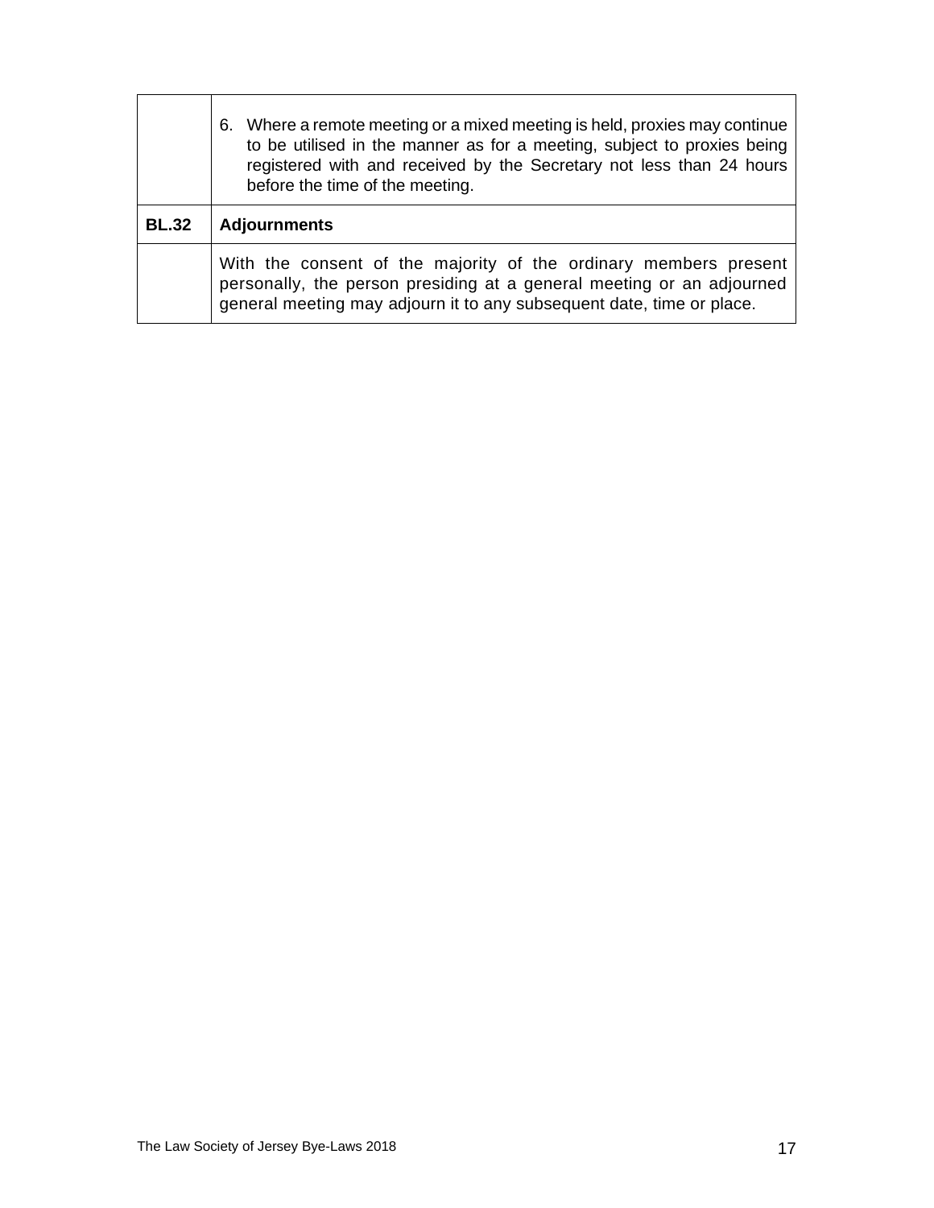| | |
|---|---|
| | 6. Where a remote meeting or a mixed meeting is held, proxies may continue to be utilised in the manner as for a meeting, subject to proxies being registered with and received by the Secretary not less than 24 hours before the time of the meeting. |
| **BL.32** | **Adjournments** |
| | With the consent of the majority of the ordinary members present personally, the person presiding at a general meeting or an adjourned general meeting may adjourn it to any subsequent date, time or place. |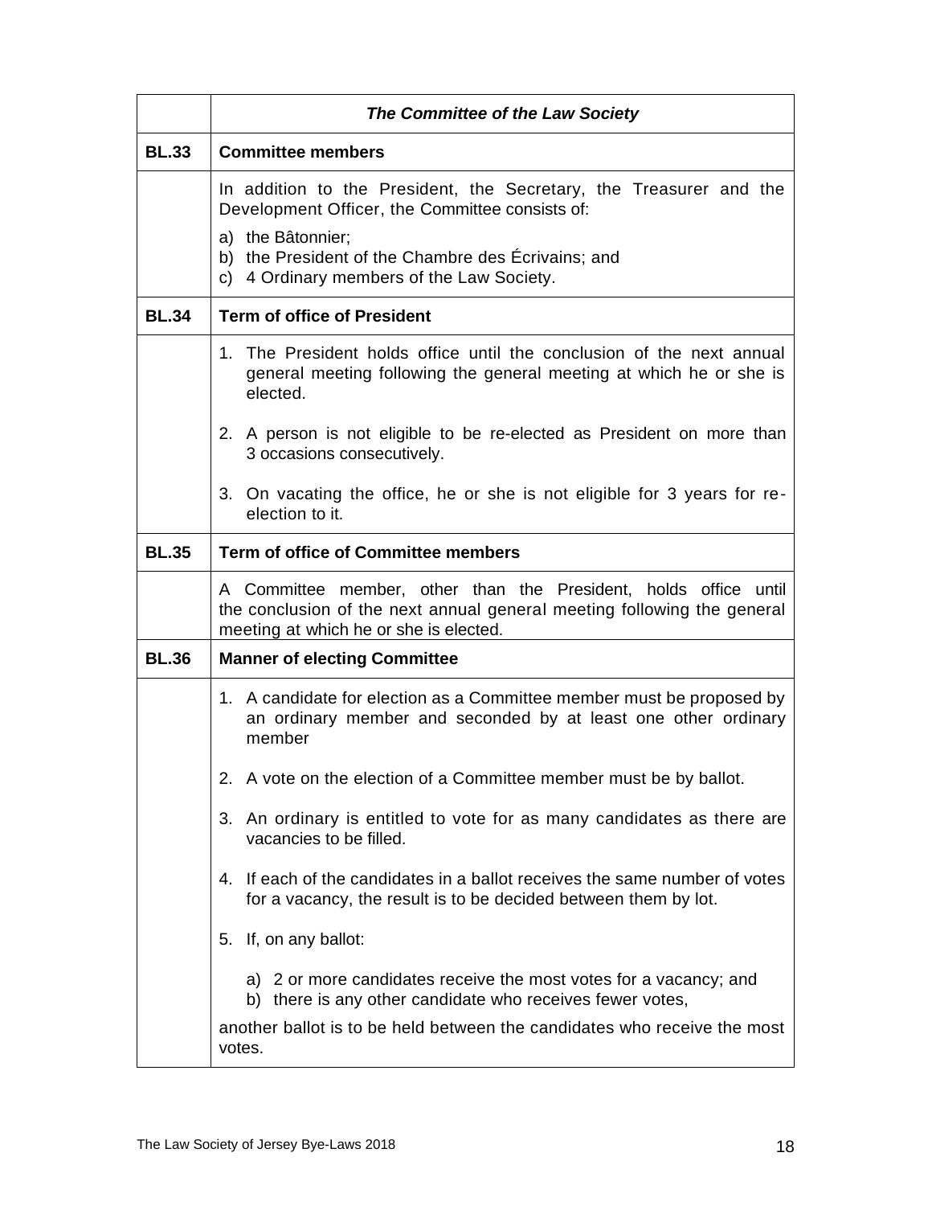|  | ***The Committee of the Law Society*** |
|---|---|
| **BL.33** | **Committee members** |
|  | In addition to the President, the Secretary, the Treasurer and the Development Officer, the Committee consists of:<br><br>a) the Bâtonnier;<br>b) the President of the Chambre des Écrivains; and<br>c) 4 Ordinary members of the Law Society. |
| **BL.34** | **Term of office of President** |
|  | 1. The President holds office until the conclusion of the next annual general meeting following the general meeting at which he or she is elected.<br><br>2. A person is not eligible to be re-elected as President on more than 3 occasions consecutively.<br><br>3. On vacating the office, he or she is not eligible for 3 years for re-election to it. |
| **BL.35** | **Term of office of Committee members** |
|  | A Committee member, other than the President, holds office until the conclusion of the next annual general meeting following the general meeting at which he or she is elected. |
| **BL.36** | **Manner of electing Committee** |
|  | 1. A candidate for election as a Committee member must be proposed by an ordinary member and seconded by at least one other ordinary member<br><br>2. A vote on the election of a Committee member must be by ballot.<br><br>3. An ordinary is entitled to vote for as many candidates as there are vacancies to be filled.<br><br>4. If each of the candidates in a ballot receives the same number of votes for a vacancy, the result is to be decided between them by lot.<br><br>5. If, on any ballot:<br><br>a) 2 or more candidates receive the most votes for a vacancy; and<br>b) there is any other candidate who receives fewer votes,<br><br>another ballot is to be held between the candidates who receive the most votes. |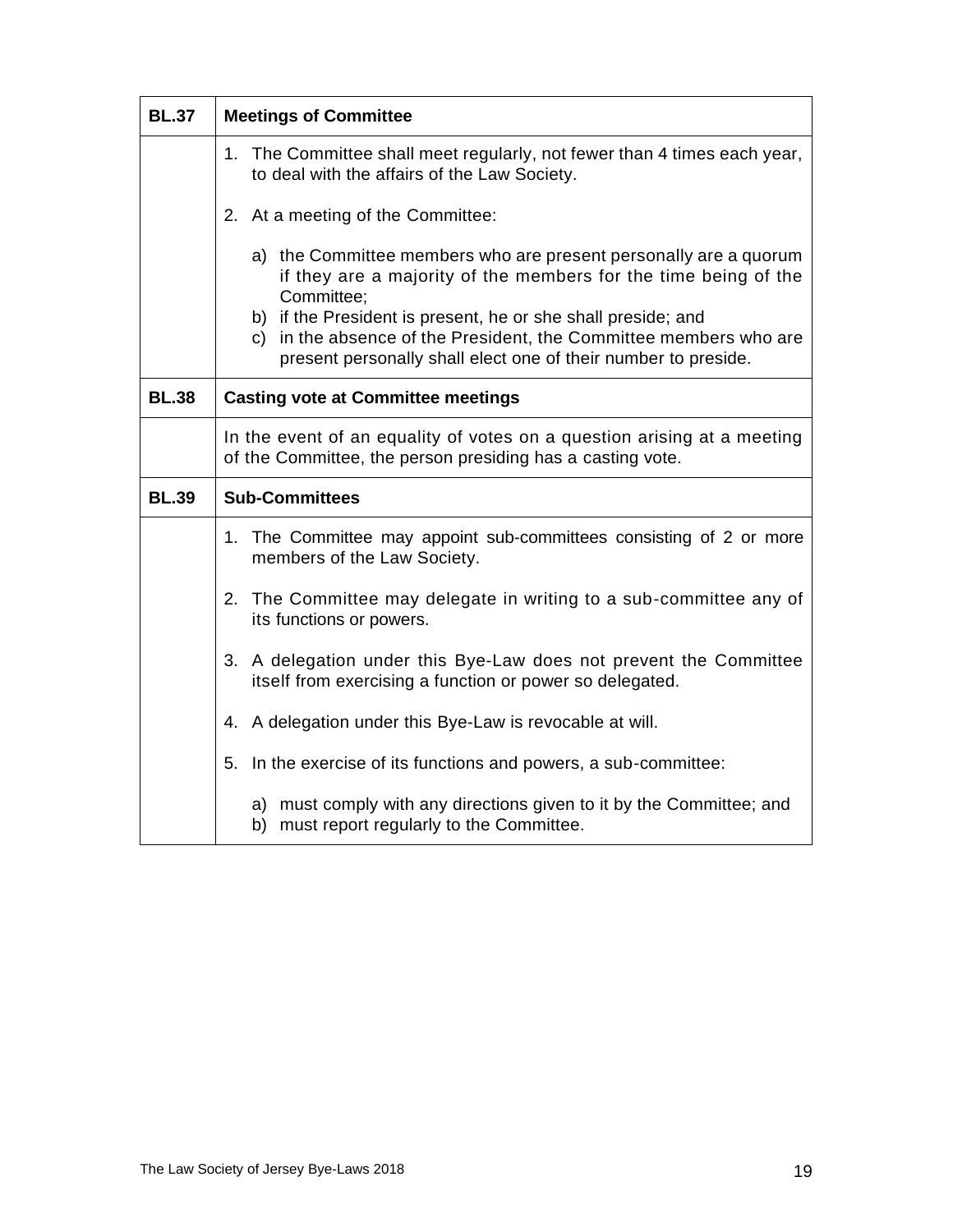| BL.37 | Meetings of Committee |
|---|---|
| | 1. The Committee shall meet regularly, not fewer than 4 times each year, to deal with the affairs of the Law Society.<br><br>2. At a meeting of the Committee:<br><br>a) the Committee members who are present personally are a quorum if they are a majority of the members for the time being of the Committee;<br>b) if the President is present, he or she shall preside; and<br>c) in the absence of the President, the Committee members who are present personally shall elect one of their number to preside. |
| **BL.38** | **Casting vote at Committee meetings** |
| | In the event of an equality of votes on a question arising at a meeting of the Committee, the person presiding has a casting vote. |
| **BL.39** | **Sub-Committees** |
| | 1. The Committee may appoint sub-committees consisting of 2 or more members of the Law Society.<br><br>2. The Committee may delegate in writing to a sub-committee any of its functions or powers.<br><br>3. A delegation under this Bye-Law does not prevent the Committee itself from exercising a function or power so delegated.<br><br>4. A delegation under this Bye-Law is revocable at will.<br><br>5. In the exercise of its functions and powers, a sub-committee:<br><br>a) must comply with any directions given to it by the Committee; and<br>b) must report regularly to the Committee. |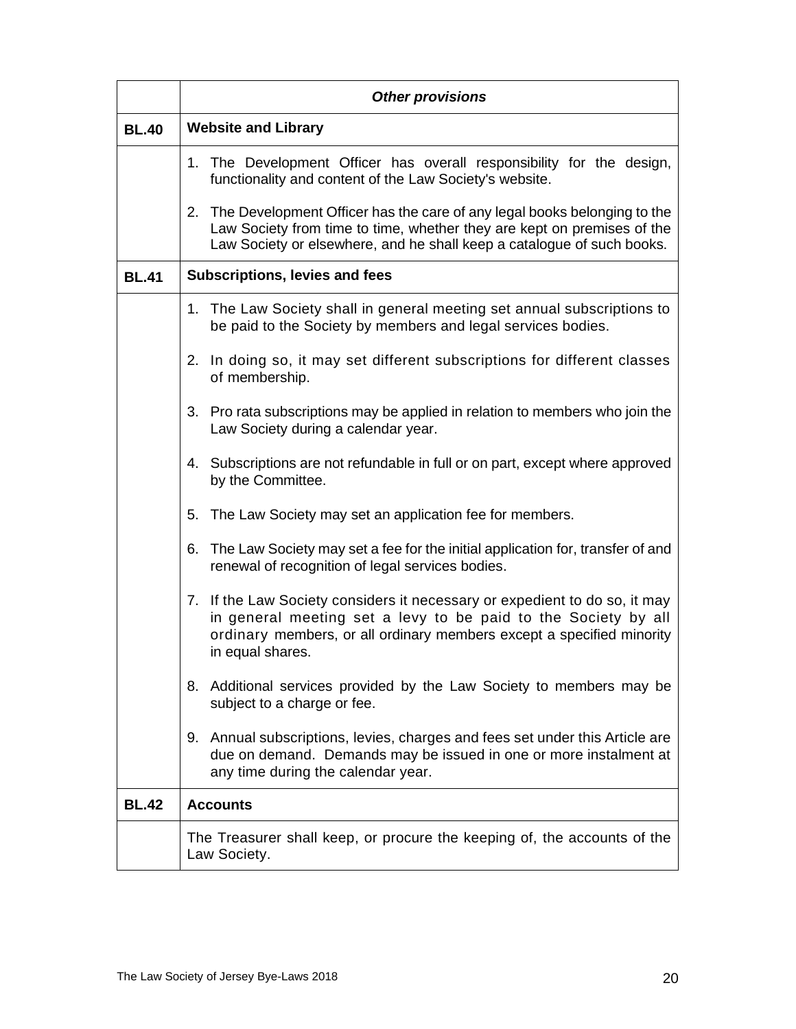| | *Other provisions* |
|---|---|
| **BL.40** | **Website and Library** |
| | 1. The Development Officer has overall responsibility for the design, functionality and content of the Law Society's website.<br><br>2. The Development Officer has the care of any legal books belonging to the Law Society from time to time, whether they are kept on premises of the Law Society or elsewhere, and he shall keep a catalogue of such books. |
| **BL.41** | **Subscriptions, levies and fees** |
| | 1. The Law Society shall in general meeting set annual subscriptions to be paid to the Society by members and legal services bodies.<br><br>2. In doing so, it may set different subscriptions for different classes of membership.<br><br>3. Pro rata subscriptions may be applied in relation to members who join the Law Society during a calendar year.<br><br>4. Subscriptions are not refundable in full or on part, except where approved by the Committee.<br><br>5. The Law Society may set an application fee for members.<br><br>6. The Law Society may set a fee for the initial application for, transfer of and renewal of recognition of legal services bodies.<br><br>7. If the Law Society considers it necessary or expedient to do so, it may in general meeting set a levy to be paid to the Society by all ordinary members, or all ordinary members except a specified minority in equal shares.<br><br>8. Additional services provided by the Law Society to members may be subject to a charge or fee.<br><br>9. Annual subscriptions, levies, charges and fees set under this Article are due on demand. Demands may be issued in one or more instalment at any time during the calendar year. |
| **BL.42** | **Accounts** |
| | The Treasurer shall keep, or procure the keeping of, the accounts of the Law Society. |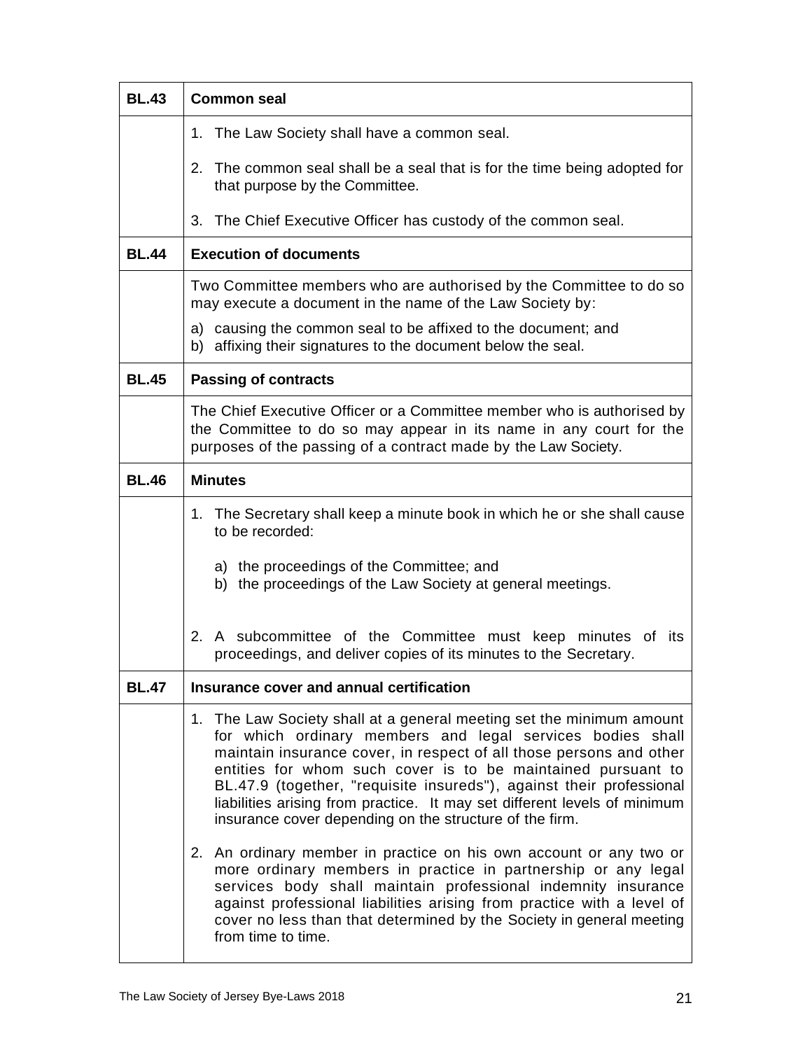| BL.43 | **Common seal** |
|---|---|
| | 1. The Law Society shall have a common seal.<br><br>2. The common seal shall be a seal that is for the time being adopted for that purpose by the Committee.<br><br>3. The Chief Executive Officer has custody of the common seal. |
| **BL.44** | **Execution of documents** |
| | Two Committee members who are authorised by the Committee to do so may execute a document in the name of the Law Society by:<br><br>a) causing the common seal to be affixed to the document; and<br>b) affixing their signatures to the document below the seal. |
| **BL.45** | **Passing of contracts** |
| | The Chief Executive Officer or a Committee member who is authorised by the Committee to do so may appear in its name in any court for the purposes of the passing of a contract made by the Law Society. |
| **BL.46** | **Minutes** |
| | 1. The Secretary shall keep a minute book in which he or she shall cause to be recorded:<br><br>a) the proceedings of the Committee; and<br>b) the proceedings of the Law Society at general meetings.<br><br>2. A subcommittee of the Committee must keep minutes of its proceedings, and deliver copies of its minutes to the Secretary. |
| **BL.47** | **Insurance cover and annual certification** |
| | 1. The Law Society shall at a general meeting set the minimum amount for which ordinary members and legal services bodies shall maintain insurance cover, in respect of all those persons and other entities for whom such cover is to be maintained pursuant to BL.47.9 (together, "requisite insureds"), against their professional liabilities arising from practice. It may set different levels of minimum insurance cover depending on the structure of the firm.<br><br>2. An ordinary member in practice on his own account or any two or more ordinary members in practice in partnership or any legal services body shall maintain professional indemnity insurance against professional liabilities arising from practice with a level of cover no less than that determined by the Society in general meeting from time to time. |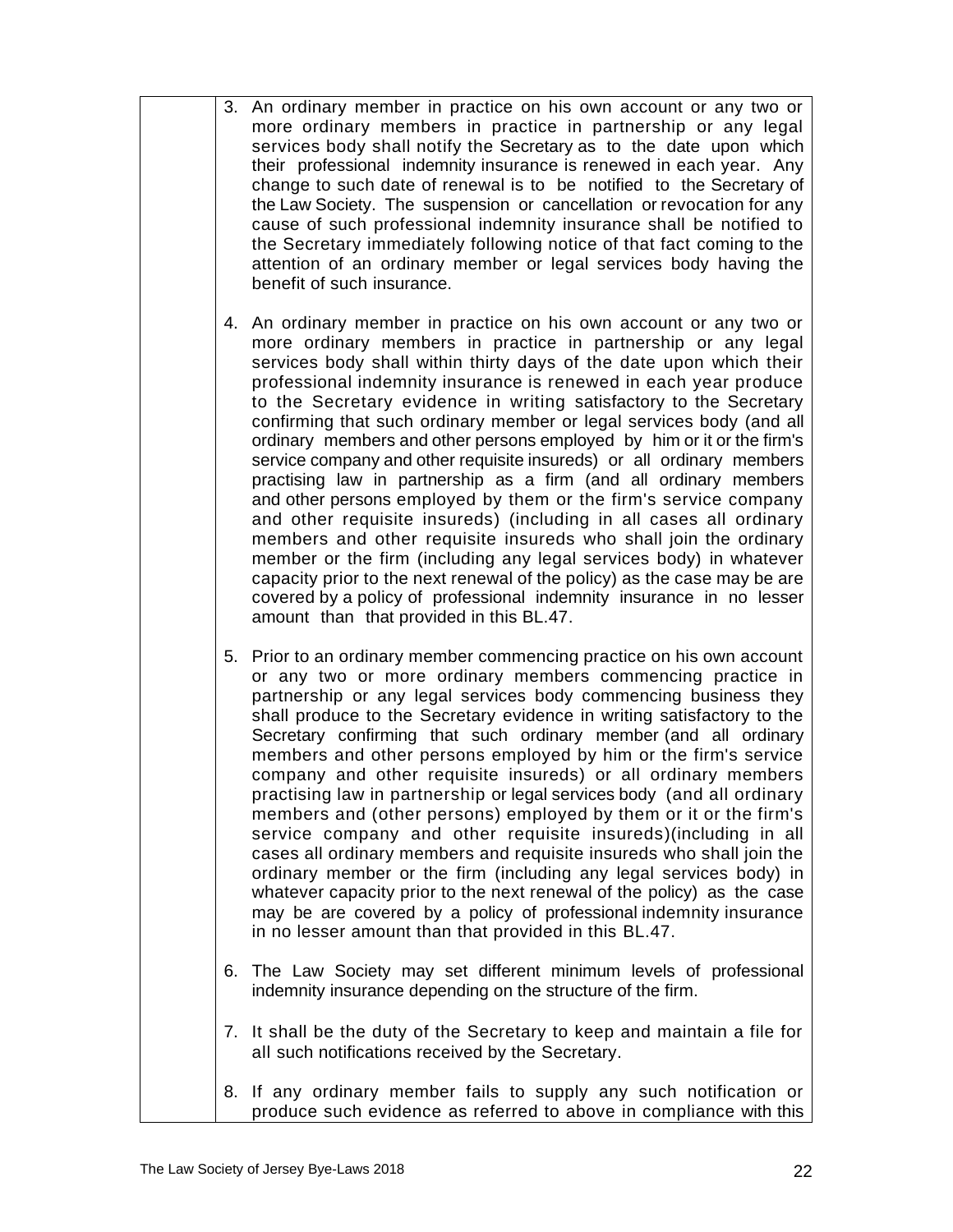3. An ordinary member in practice on his own account or any two or more ordinary members in practice in partnership or any legal services body shall notify the Secretary as to the date upon which their professional indemnity insurance is renewed in each year. Any change to such date of renewal is to be notified to the Secretary of the Law Society. The suspension or cancellation or revocation for any cause of such professional indemnity insurance shall be notified to the Secretary immediately following notice of that fact coming to the attention of an ordinary member or legal services body having the benefit of such insurance.

4. An ordinary member in practice on his own account or any two or more ordinary members in practice in partnership or any legal services body shall within thirty days of the date upon which their professional indemnity insurance is renewed in each year produce to the Secretary evidence in writing satisfactory to the Secretary confirming that such ordinary member or legal services body (and all ordinary members and other persons employed by him or it or the firm's service company and other requisite insureds) or all ordinary members practising law in partnership as a firm (and all ordinary members and other persons employed by them or the firm's service company and other requisite insureds) (including in all cases all ordinary members and other requisite insureds who shall join the ordinary member or the firm (including any legal services body) in whatever capacity prior to the next renewal of the policy) as the case may be are covered by a policy of professional indemnity insurance in no lesser amount than that provided in this BL.47.

5. Prior to an ordinary member commencing practice on his own account or any two or more ordinary members commencing practice in partnership or any legal services body commencing business they shall produce to the Secretary evidence in writing satisfactory to the Secretary confirming that such ordinary member (and all ordinary members and other persons employed by him or the firm's service company and other requisite insureds) or all ordinary members practising law in partnership or legal services body (and all ordinary members and (other persons) employed by them or it or the firm's service company and other requisite insureds)(including in all cases all ordinary members and requisite insureds who shall join the ordinary member or the firm (including any legal services body) in whatever capacity prior to the next renewal of the policy) as the case may be are covered by a policy of professional indemnity insurance in no lesser amount than that provided in this BL.47.

6. The Law Society may set different minimum levels of professional indemnity insurance depending on the structure of the firm.

7. It shall be the duty of the Secretary to keep and maintain a file for all such notifications received by the Secretary.

8. If any ordinary member fails to supply any such notification or produce such evidence as referred to above in compliance with this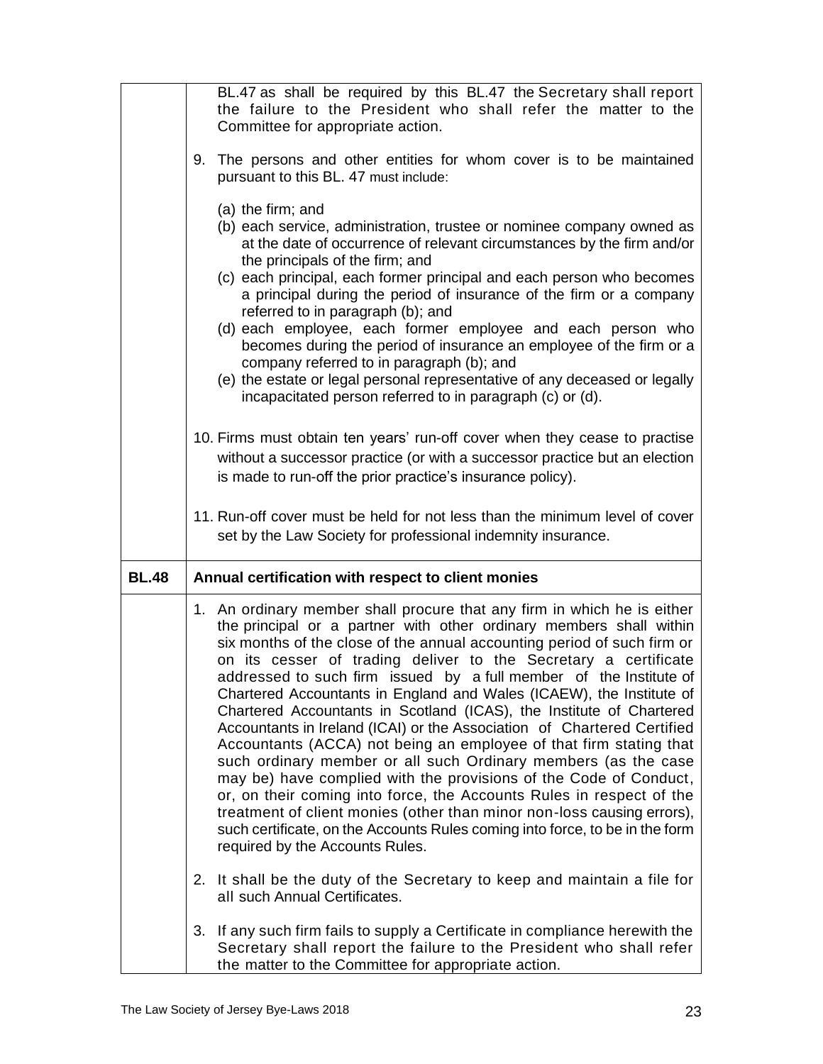| | |
|---|---|
| | BL.47 as shall be required by this BL.47 the Secretary shall report the failure to the President who shall refer the matter to the Committee for appropriate action.<br><br>9. The persons and other entities for whom cover is to be maintained pursuant to this BL. 47 must include:<br><br>(a) the firm; and<br>(b) each service, administration, trustee or nominee company owned as at the date of occurrence of relevant circumstances by the firm and/or the principals of the firm; and<br>(c) each principal, each former principal and each person who becomes a principal during the period of insurance of the firm or a company referred to in paragraph (b); and<br>(d) each employee, each former employee and each person who becomes during the period of insurance an employee of the firm or a company referred to in paragraph (b); and<br>(e) the estate or legal personal representative of any deceased or legally incapacitated person referred to in paragraph (c) or (d).<br><br>10. Firms must obtain ten years' run-off cover when they cease to practise without a successor practice (or with a successor practice but an election is made to run-off the prior practice's insurance policy).<br><br>11. Run-off cover must be held for not less than the minimum level of cover set by the Law Society for professional indemnity insurance. |
| **BL.48** | **Annual certification with respect to client monies** |
| | 1. An ordinary member shall procure that any firm in which he is either the principal or a partner with other ordinary members shall within six months of the close of the annual accounting period of such firm or on its cesser of trading deliver to the Secretary a certificate addressed to such firm issued by a full member of the Institute of Chartered Accountants in England and Wales (ICAEW), the Institute of Chartered Accountants in Scotland (ICAS), the Institute of Chartered Accountants in Ireland (ICAI) or the Association of Chartered Certified Accountants (ACCA) not being an employee of that firm stating that such ordinary member or all such Ordinary members (as the case may be) have complied with the provisions of the Code of Conduct, or, on their coming into force, the Accounts Rules in respect of the treatment of client monies (other than minor non-loss causing errors), such certificate, on the Accounts Rules coming into force, to be in the form required by the Accounts Rules.<br><br>2. It shall be the duty of the Secretary to keep and maintain a file for all such Annual Certificates.<br><br>3. If any such firm fails to supply a Certificate in compliance herewith the Secretary shall report the failure to the President who shall refer the matter to the Committee for appropriate action. |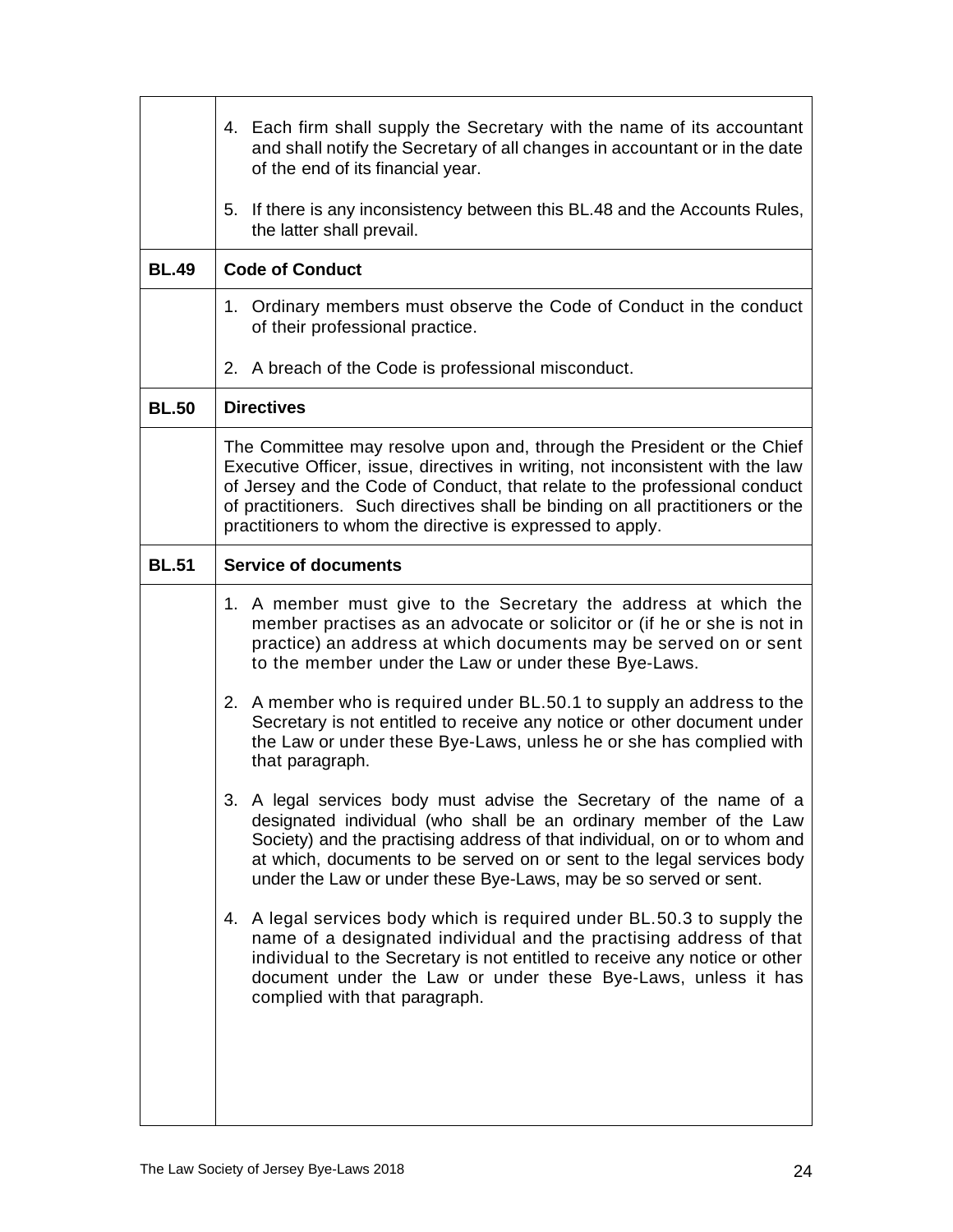| | |
|---|---|
| | 4. Each firm shall supply the Secretary with the name of its accountant and shall notify the Secretary of all changes in accountant or in the date of the end of its financial year.<br><br>5. If there is any inconsistency between this BL.48 and the Accounts Rules, the latter shall prevail. |
| **BL.49** | **Code of Conduct** |
| | 1. Ordinary members must observe the Code of Conduct in the conduct of their professional practice.<br><br>2. A breach of the Code is professional misconduct. |
| **BL.50** | **Directives** |
| | The Committee may resolve upon and, through the President or the Chief Executive Officer, issue, directives in writing, not inconsistent with the law of Jersey and the Code of Conduct, that relate to the professional conduct of practitioners. Such directives shall be binding on all practitioners or the practitioners to whom the directive is expressed to apply. |
| **BL.51** | **Service of documents** |
| | 1. A member must give to the Secretary the address at which the member practises as an advocate or solicitor or (if he or she is not in practice) an address at which documents may be served on or sent to the member under the Law or under these Bye-Laws.<br><br>2. A member who is required under BL.50.1 to supply an address to the Secretary is not entitled to receive any notice or other document under the Law or under these Bye-Laws, unless he or she has complied with that paragraph.<br><br>3. A legal services body must advise the Secretary of the name of a designated individual (who shall be an ordinary member of the Law Society) and the practising address of that individual, on or to whom and at which, documents to be served on or sent to the legal services body under the Law or under these Bye-Laws, may be so served or sent.<br><br>4. A legal services body which is required under BL.50.3 to supply the name of a designated individual and the practising address of that individual to the Secretary is not entitled to receive any notice or other document under the Law or under these Bye-Laws, unless it has complied with that paragraph. |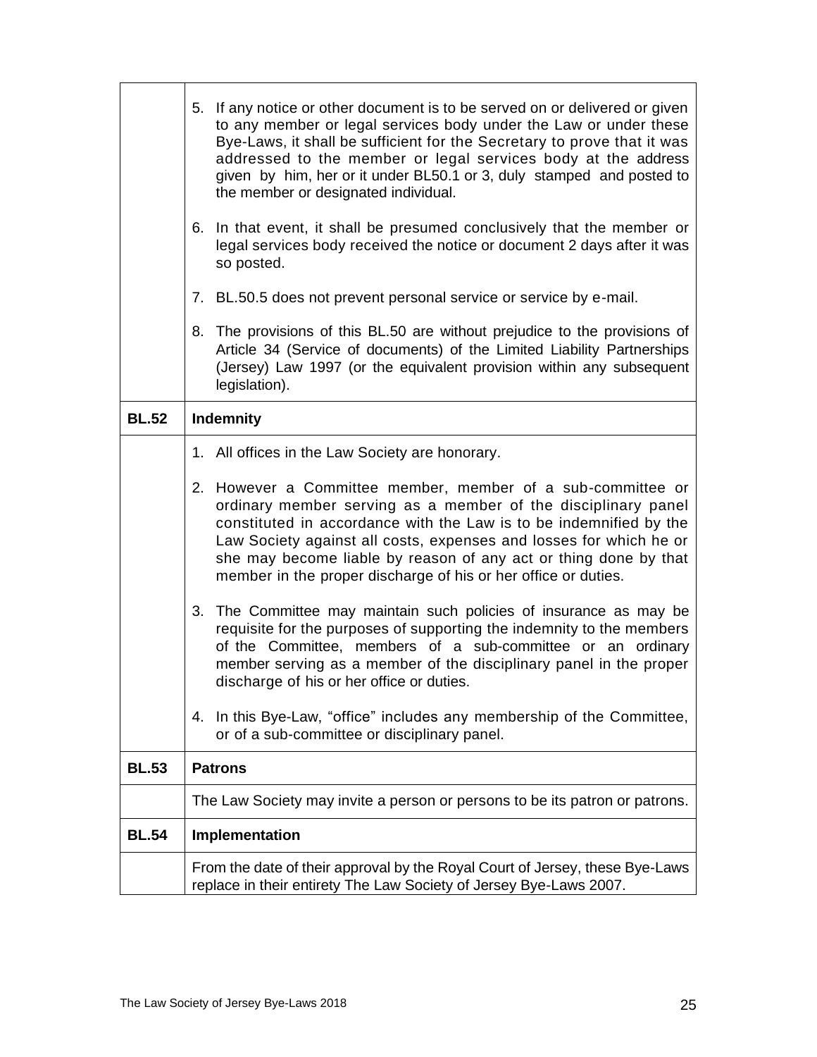| | |
|---|---|
| | 5. If any notice or other document is to be served on or delivered or given to any member or legal services body under the Law or under these Bye-Laws, it shall be sufficient for the Secretary to prove that it was addressed to the member or legal services body at the address given by him, her or it under BL50.1 or 3, duly stamped and posted to the member or designated individual.<br><br>6. In that event, it shall be presumed conclusively that the member or legal services body received the notice or document 2 days after it was so posted.<br><br>7. BL.50.5 does not prevent personal service or service by e-mail.<br><br>8. The provisions of this BL.50 are without prejudice to the provisions of Article 34 (Service of documents) of the Limited Liability Partnerships (Jersey) Law 1997 (or the equivalent provision within any subsequent legislation). |
| **BL.52** | **Indemnity** |
| | 1. All offices in the Law Society are honorary.<br><br>2. However a Committee member, member of a sub-committee or ordinary member serving as a member of the disciplinary panel constituted in accordance with the Law is to be indemnified by the Law Society against all costs, expenses and losses for which he or she may become liable by reason of any act or thing done by that member in the proper discharge of his or her office or duties.<br><br>3. The Committee may maintain such policies of insurance as may be requisite for the purposes of supporting the indemnity to the members of the Committee, members of a sub-committee or an ordinary member serving as a member of the disciplinary panel in the proper discharge of his or her office or duties.<br><br>4. In this Bye-Law, "office" includes any membership of the Committee, or of a sub-committee or disciplinary panel. |
| **BL.53** | **Patrons** |
| | The Law Society may invite a person or persons to be its patron or patrons. |
| **BL.54** | **Implementation** |
| | From the date of their approval by the Royal Court of Jersey, these Bye-Laws replace in their entirety The Law Society of Jersey Bye-Laws 2007. |